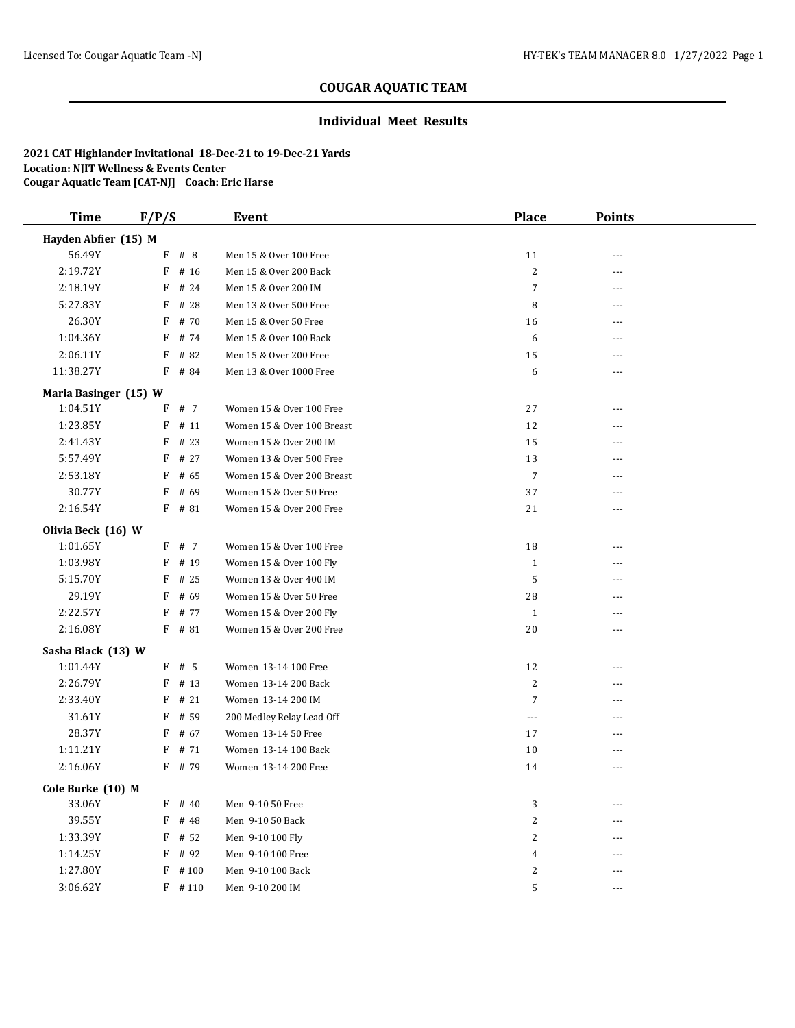## COUGAR AQUATIC TEAM

### Individual Meet Results

**2021 CAT Highlander Invitational 18-Dec-21 to 19-Dec-21 Yards**
**Location: NJIT Wellness & Events Center**
**Cougar Aquatic Team [CAT-NJ] Coach: Eric Harse**

| Time | F/P/S | | Event | Place | Points |
|---|---|---|---|---|---|
| **Hayden Abfier (15) M** | | | | | |
| 56.49Y | F | # 8 | Men 15 & Over 100 Free | 11 | --- |
| 2:19.72Y | F | # 16 | Men 15 & Over 200 Back | 2 | --- |
| 2:18.19Y | F | # 24 | Men 15 & Over 200 IM | 7 | --- |
| 5:27.83Y | F | # 28 | Men 13 & Over 500 Free | 8 | --- |
| 26.30Y | F | # 70 | Men 15 & Over 50 Free | 16 | --- |
| 1:04.36Y | F | # 74 | Men 15 & Over 100 Back | 6 | --- |
| 2:06.11Y | F | # 82 | Men 15 & Over 200 Free | 15 | --- |
| 11:38.27Y | F | # 84 | Men 13 & Over 1000 Free | 6 | --- |
| **Maria Basinger (15) W** | | | | | |
| 1:04.51Y | F | # 7 | Women 15 & Over 100 Free | 27 | --- |
| 1:23.85Y | F | # 11 | Women 15 & Over 100 Breast | 12 | --- |
| 2:41.43Y | F | # 23 | Women 15 & Over 200 IM | 15 | --- |
| 5:57.49Y | F | # 27 | Women 13 & Over 500 Free | 13 | --- |
| 2:53.18Y | F | # 65 | Women 15 & Over 200 Breast | 7 | --- |
| 30.77Y | F | # 69 | Women 15 & Over 50 Free | 37 | --- |
| 2:16.54Y | F | # 81 | Women 15 & Over 200 Free | 21 | --- |
| **Olivia Beck (16) W** | | | | | |
| 1:01.65Y | F | # 7 | Women 15 & Over 100 Free | 18 | --- |
| 1:03.98Y | F | # 19 | Women 15 & Over 100 Fly | 1 | --- |
| 5:15.70Y | F | # 25 | Women 13 & Over 400 IM | 5 | --- |
| 29.19Y | F | # 69 | Women 15 & Over 50 Free | 28 | --- |
| 2:22.57Y | F | # 77 | Women 15 & Over 200 Fly | 1 | --- |
| 2:16.08Y | F | # 81 | Women 15 & Over 200 Free | 20 | --- |
| **Sasha Black (13) W** | | | | | |
| 1:01.44Y | F | # 5 | Women 13-14 100 Free | 12 | --- |
| 2:26.79Y | F | # 13 | Women 13-14 200 Back | 2 | --- |
| 2:33.40Y | F | # 21 | Women 13-14 200 IM | 7 | --- |
| 31.61Y | F | # 59 | 200 Medley Relay Lead Off | --- | --- |
| 28.37Y | F | # 67 | Women 13-14 50 Free | 17 | --- |
| 1:11.21Y | F | # 71 | Women 13-14 100 Back | 10 | --- |
| 2:16.06Y | F | # 79 | Women 13-14 200 Free | 14 | --- |
| **Cole Burke (10) M** | | | | | |
| 33.06Y | F | # 40 | Men 9-10 50 Free | 3 | --- |
| 39.55Y | F | # 48 | Men 9-10 50 Back | 2 | --- |
| 1:33.39Y | F | # 52 | Men 9-10 100 Fly | 2 | --- |
| 1:14.25Y | F | # 92 | Men 9-10 100 Free | 4 | --- |
| 1:27.80Y | F | # 100 | Men 9-10 100 Back | 2 | --- |
| 3:06.62Y | F | # 110 | Men 9-10 200 IM | 5 | --- |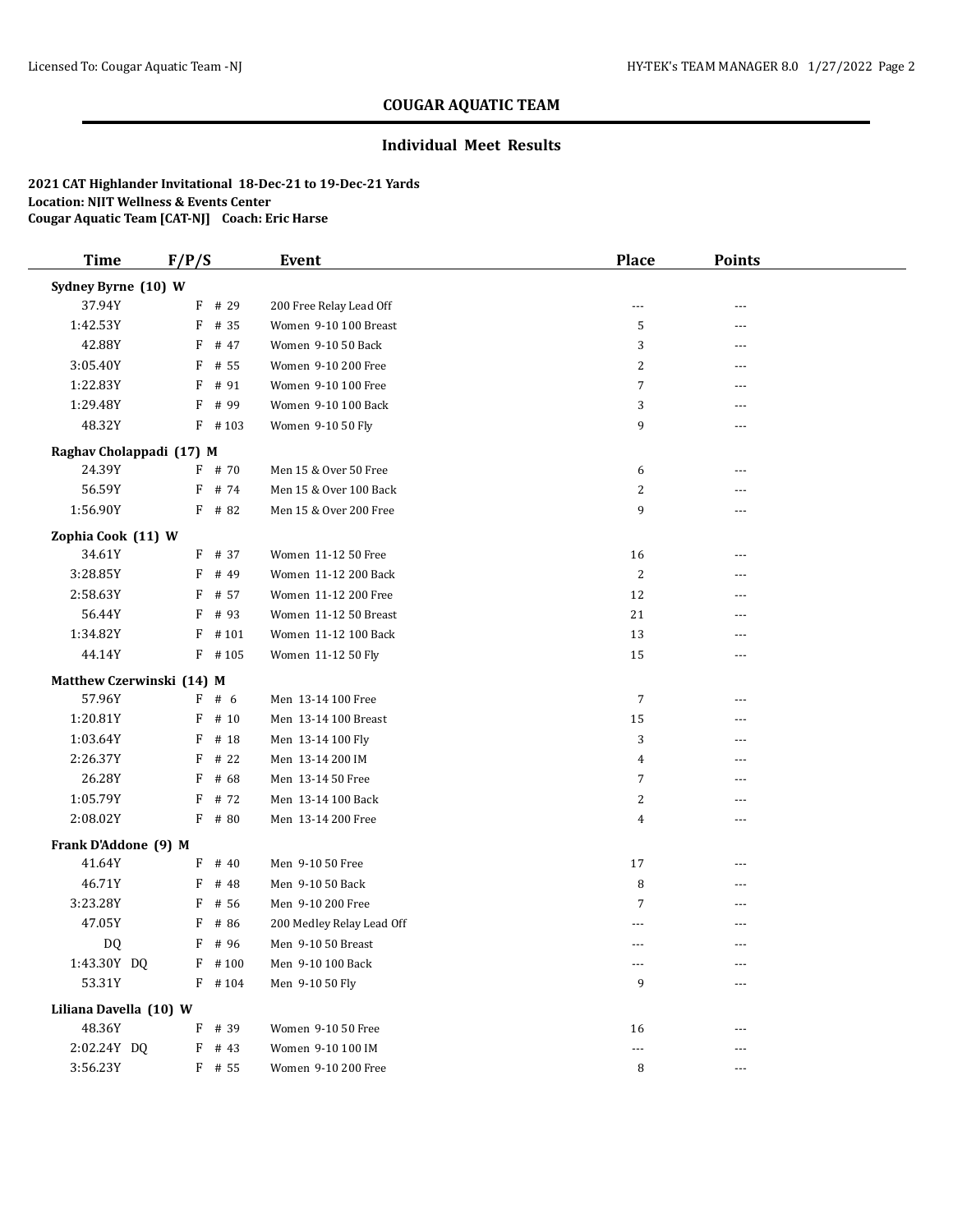## COUGAR AQUATIC TEAM

### Individual Meet Results

**2021 CAT Highlander Invitational 18-Dec-21 to 19-Dec-21 Yards**
**Location: NJIT Wellness & Events Center**
**Cougar Aquatic Team [CAT-NJ] Coach: Eric Harse**

| Time | F/P/S | Event | Place | Points |
|---|---|---|---|---|
| **Sydney Byrne (10) W** | | | | |
| 37.94Y | F # 29 | 200 Free Relay Lead Off | --- | --- |
| 1:42.53Y | F # 35 | Women 9-10 100 Breast | 5 | --- |
| 42.88Y | F # 47 | Women 9-10 50 Back | 3 | --- |
| 3:05.40Y | F # 55 | Women 9-10 200 Free | 2 | --- |
| 1:22.83Y | F # 91 | Women 9-10 100 Free | 7 | --- |
| 1:29.48Y | F # 99 | Women 9-10 100 Back | 3 | --- |
| 48.32Y | F # 103 | Women 9-10 50 Fly | 9 | --- |
| **Raghav Cholappadi (17) M** | | | | |
| 24.39Y | F # 70 | Men 15 & Over 50 Free | 6 | --- |
| 56.59Y | F # 74 | Men 15 & Over 100 Back | 2 | --- |
| 1:56.90Y | F # 82 | Men 15 & Over 200 Free | 9 | --- |
| **Zophia Cook (11) W** | | | | |
| 34.61Y | F # 37 | Women 11-12 50 Free | 16 | --- |
| 3:28.85Y | F # 49 | Women 11-12 200 Back | 2 | --- |
| 2:58.63Y | F # 57 | Women 11-12 200 Free | 12 | --- |
| 56.44Y | F # 93 | Women 11-12 50 Breast | 21 | --- |
| 1:34.82Y | F # 101 | Women 11-12 100 Back | 13 | --- |
| 44.14Y | F # 105 | Women 11-12 50 Fly | 15 | --- |
| **Matthew Czerwinski (14) M** | | | | |
| 57.96Y | F # 6 | Men 13-14 100 Free | 7 | --- |
| 1:20.81Y | F # 10 | Men 13-14 100 Breast | 15 | --- |
| 1:03.64Y | F # 18 | Men 13-14 100 Fly | 3 | --- |
| 2:26.37Y | F # 22 | Men 13-14 200 IM | 4 | --- |
| 26.28Y | F # 68 | Men 13-14 50 Free | 7 | --- |
| 1:05.79Y | F # 72 | Men 13-14 100 Back | 2 | --- |
| 2:08.02Y | F # 80 | Men 13-14 200 Free | 4 | --- |
| **Frank D'Addone (9) M** | | | | |
| 41.64Y | F # 40 | Men 9-10 50 Free | 17 | --- |
| 46.71Y | F # 48 | Men 9-10 50 Back | 8 | --- |
| 3:23.28Y | F # 56 | Men 9-10 200 Free | 7 | --- |
| 47.05Y | F # 86 | 200 Medley Relay Lead Off | --- | --- |
| DQ | F # 96 | Men 9-10 50 Breast | --- | --- |
| 1:43.30Y DQ | F # 100 | Men 9-10 100 Back | --- | --- |
| 53.31Y | F # 104 | Men 9-10 50 Fly | 9 | --- |
| **Liliana Davella (10) W** | | | | |
| 48.36Y | F # 39 | Women 9-10 50 Free | 16 | --- |
| 2:02.24Y DQ | F # 43 | Women 9-10 100 IM | --- | --- |
| 3:56.23Y | F # 55 | Women 9-10 200 Free | 8 | --- |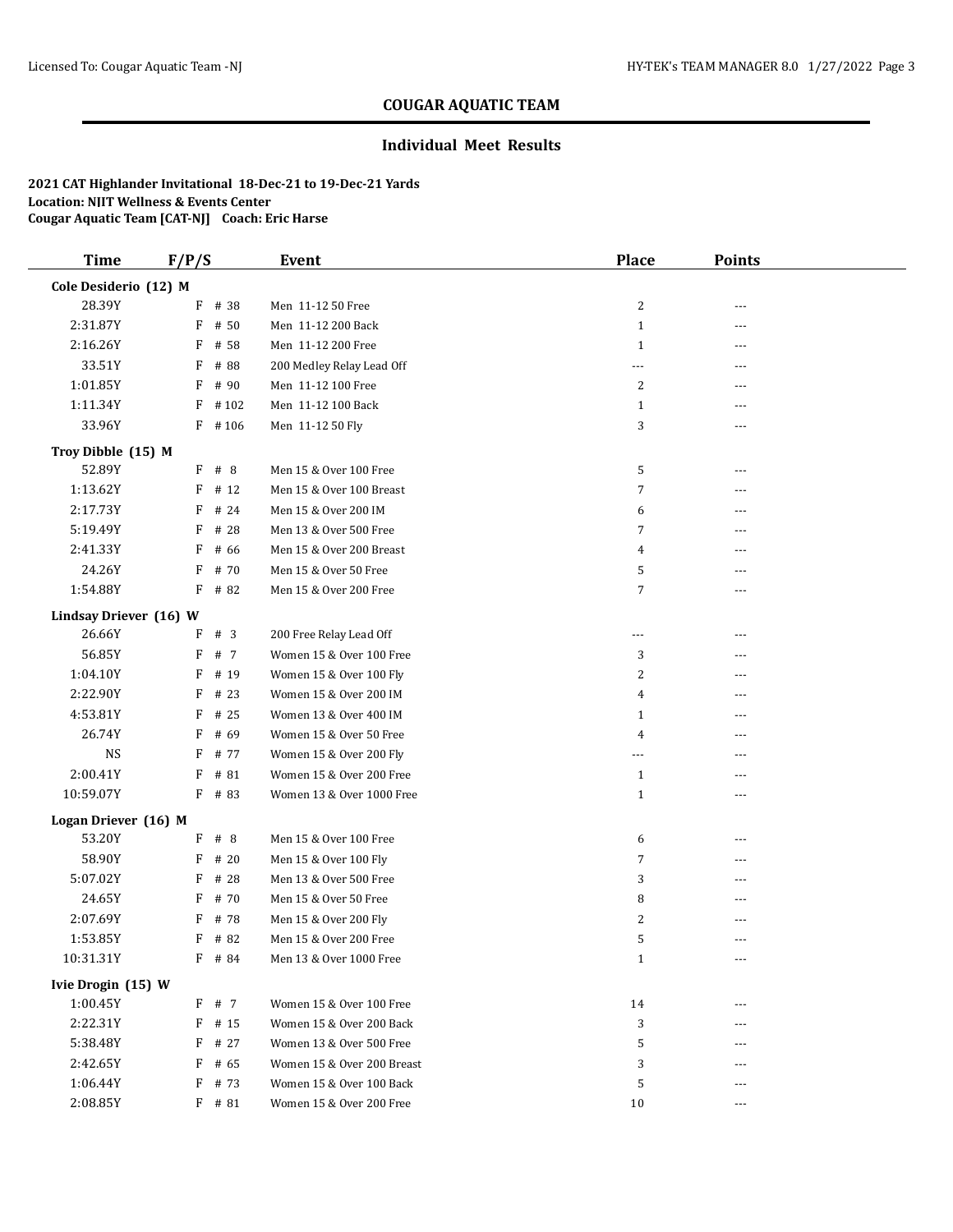# COUGAR AQUATIC TEAM

## Individual Meet Results

**2021 CAT Highlander Invitational 18-Dec-21 to 19-Dec-21 Yards**
**Location: NJIT Wellness & Events Center**
**Cougar Aquatic Team [CAT-NJ] Coach: Eric Harse**

| Time | F/P/S | | Event | Place | Points |
|---|---|---|---|---|---|
| **Cole Desiderio (12) M** | | | | | |
| 28.39Y | F | # 38 | Men 11-12 50 Free | 2 | --- |
| 2:31.87Y | F | # 50 | Men 11-12 200 Back | 1 | --- |
| 2:16.26Y | F | # 58 | Men 11-12 200 Free | 1 | --- |
| 33.51Y | F | # 88 | 200 Medley Relay Lead Off | --- | --- |
| 1:01.85Y | F | # 90 | Men 11-12 100 Free | 2 | --- |
| 1:11.34Y | F | # 102 | Men 11-12 100 Back | 1 | --- |
| 33.96Y | F | # 106 | Men 11-12 50 Fly | 3 | --- |
| **Troy Dibble (15) M** | | | | | |
| 52.89Y | F | # 8 | Men 15 & Over 100 Free | 5 | --- |
| 1:13.62Y | F | # 12 | Men 15 & Over 100 Breast | 7 | --- |
| 2:17.73Y | F | # 24 | Men 15 & Over 200 IM | 6 | --- |
| 5:19.49Y | F | # 28 | Men 13 & Over 500 Free | 7 | --- |
| 2:41.33Y | F | # 66 | Men 15 & Over 200 Breast | 4 | --- |
| 24.26Y | F | # 70 | Men 15 & Over 50 Free | 5 | --- |
| 1:54.88Y | F | # 82 | Men 15 & Over 200 Free | 7 | --- |
| **Lindsay Driever (16) W** | | | | | |
| 26.66Y | F | # 3 | 200 Free Relay Lead Off | --- | --- |
| 56.85Y | F | # 7 | Women 15 & Over 100 Free | 3 | --- |
| 1:04.10Y | F | # 19 | Women 15 & Over 100 Fly | 2 | --- |
| 2:22.90Y | F | # 23 | Women 15 & Over 200 IM | 4 | --- |
| 4:53.81Y | F | # 25 | Women 13 & Over 400 IM | 1 | --- |
| 26.74Y | F | # 69 | Women 15 & Over 50 Free | 4 | --- |
| NS | F | # 77 | Women 15 & Over 200 Fly | --- | --- |
| 2:00.41Y | F | # 81 | Women 15 & Over 200 Free | 1 | --- |
| 10:59.07Y | F | # 83 | Women 13 & Over 1000 Free | 1 | --- |
| **Logan Driever (16) M** | | | | | |
| 53.20Y | F | # 8 | Men 15 & Over 100 Free | 6 | --- |
| 58.90Y | F | # 20 | Men 15 & Over 100 Fly | 7 | --- |
| 5:07.02Y | F | # 28 | Men 13 & Over 500 Free | 3 | --- |
| 24.65Y | F | # 70 | Men 15 & Over 50 Free | 8 | --- |
| 2:07.69Y | F | # 78 | Men 15 & Over 200 Fly | 2 | --- |
| 1:53.85Y | F | # 82 | Men 15 & Over 200 Free | 5 | --- |
| 10:31.31Y | F | # 84 | Men 13 & Over 1000 Free | 1 | --- |
| **Ivie Drogin (15) W** | | | | | |
| 1:00.45Y | F | # 7 | Women 15 & Over 100 Free | 14 | --- |
| 2:22.31Y | F | # 15 | Women 15 & Over 200 Back | 3 | --- |
| 5:38.48Y | F | # 27 | Women 13 & Over 500 Free | 5 | --- |
| 2:42.65Y | F | # 65 | Women 15 & Over 200 Breast | 3 | --- |
| 1:06.44Y | F | # 73 | Women 15 & Over 100 Back | 5 | --- |
| 2:08.85Y | F | # 81 | Women 15 & Over 200 Free | 10 | --- |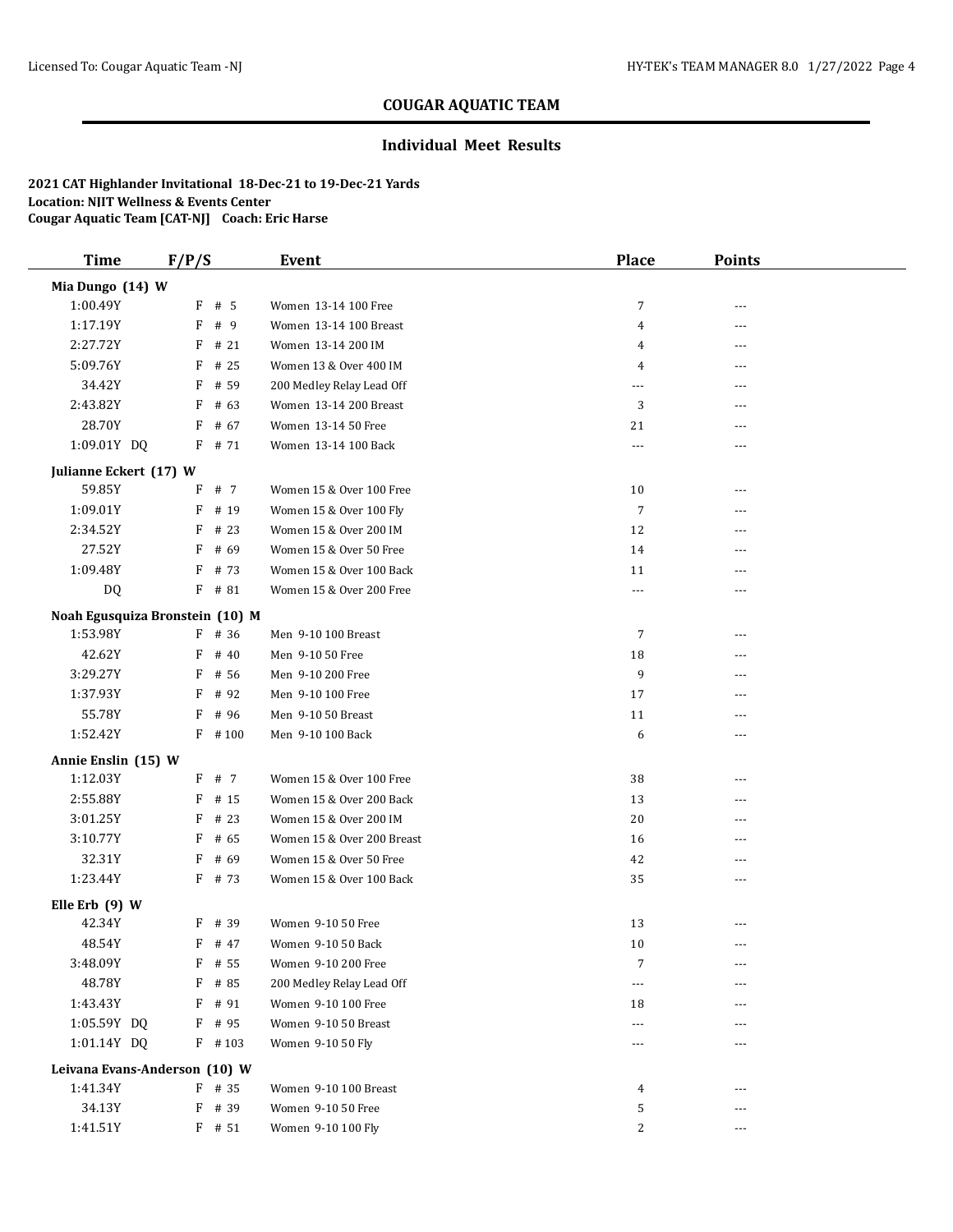## COUGAR AQUATIC TEAM

### Individual Meet Results

**2021 CAT Highlander Invitational 18-Dec-21 to 19-Dec-21 Yards**
**Location: NJIT Wellness & Events Center**
**Cougar Aquatic Team [CAT-NJ] Coach: Eric Harse**

| Time | F/P/S | Event | Place | Points |
|---|---|---|---|---|
| **Mia Dungo (14) W** | | | | |
| 1:00.49Y | F # 5 | Women 13-14 100 Free | 7 | --- |
| 1:17.19Y | F # 9 | Women 13-14 100 Breast | 4 | --- |
| 2:27.72Y | F # 21 | Women 13-14 200 IM | 4 | --- |
| 5:09.76Y | F # 25 | Women 13 & Over 400 IM | 4 | --- |
| 34.42Y | F # 59 | 200 Medley Relay Lead Off | --- | --- |
| 2:43.82Y | F # 63 | Women 13-14 200 Breast | 3 | --- |
| 28.70Y | F # 67 | Women 13-14 50 Free | 21 | --- |
| 1:09.01Y DQ | F # 71 | Women 13-14 100 Back | --- | --- |
| **Julianne Eckert (17) W** | | | | |
| 59.85Y | F # 7 | Women 15 & Over 100 Free | 10 | --- |
| 1:09.01Y | F # 19 | Women 15 & Over 100 Fly | 7 | --- |
| 2:34.52Y | F # 23 | Women 15 & Over 200 IM | 12 | --- |
| 27.52Y | F # 69 | Women 15 & Over 50 Free | 14 | --- |
| 1:09.48Y | F # 73 | Women 15 & Over 100 Back | 11 | --- |
| DQ | F # 81 | Women 15 & Over 200 Free | --- | --- |
| **Noah Egusquiza Bronstein (10) M** | | | | |
| 1:53.98Y | F # 36 | Men 9-10 100 Breast | 7 | --- |
| 42.62Y | F # 40 | Men 9-10 50 Free | 18 | --- |
| 3:29.27Y | F # 56 | Men 9-10 200 Free | 9 | --- |
| 1:37.93Y | F # 92 | Men 9-10 100 Free | 17 | --- |
| 55.78Y | F # 96 | Men 9-10 50 Breast | 11 | --- |
| 1:52.42Y | F # 100 | Men 9-10 100 Back | 6 | --- |
| **Annie Enslin (15) W** | | | | |
| 1:12.03Y | F # 7 | Women 15 & Over 100 Free | 38 | --- |
| 2:55.88Y | F # 15 | Women 15 & Over 200 Back | 13 | --- |
| 3:01.25Y | F # 23 | Women 15 & Over 200 IM | 20 | --- |
| 3:10.77Y | F # 65 | Women 15 & Over 200 Breast | 16 | --- |
| 32.31Y | F # 69 | Women 15 & Over 50 Free | 42 | --- |
| 1:23.44Y | F # 73 | Women 15 & Over 100 Back | 35 | --- |
| **Elle Erb (9) W** | | | | |
| 42.34Y | F # 39 | Women 9-10 50 Free | 13 | --- |
| 48.54Y | F # 47 | Women 9-10 50 Back | 10 | --- |
| 3:48.09Y | F # 55 | Women 9-10 200 Free | 7 | --- |
| 48.78Y | F # 85 | 200 Medley Relay Lead Off | --- | --- |
| 1:43.43Y | F # 91 | Women 9-10 100 Free | 18 | --- |
| 1:05.59Y DQ | F # 95 | Women 9-10 50 Breast | --- | --- |
| 1:01.14Y DQ | F # 103 | Women 9-10 50 Fly | --- | --- |
| **Leivana Evans-Anderson (10) W** | | | | |
| 1:41.34Y | F # 35 | Women 9-10 100 Breast | 4 | --- |
| 34.13Y | F # 39 | Women 9-10 50 Free | 5 | --- |
| 1:41.51Y | F # 51 | Women 9-10 100 Fly | 2 | --- |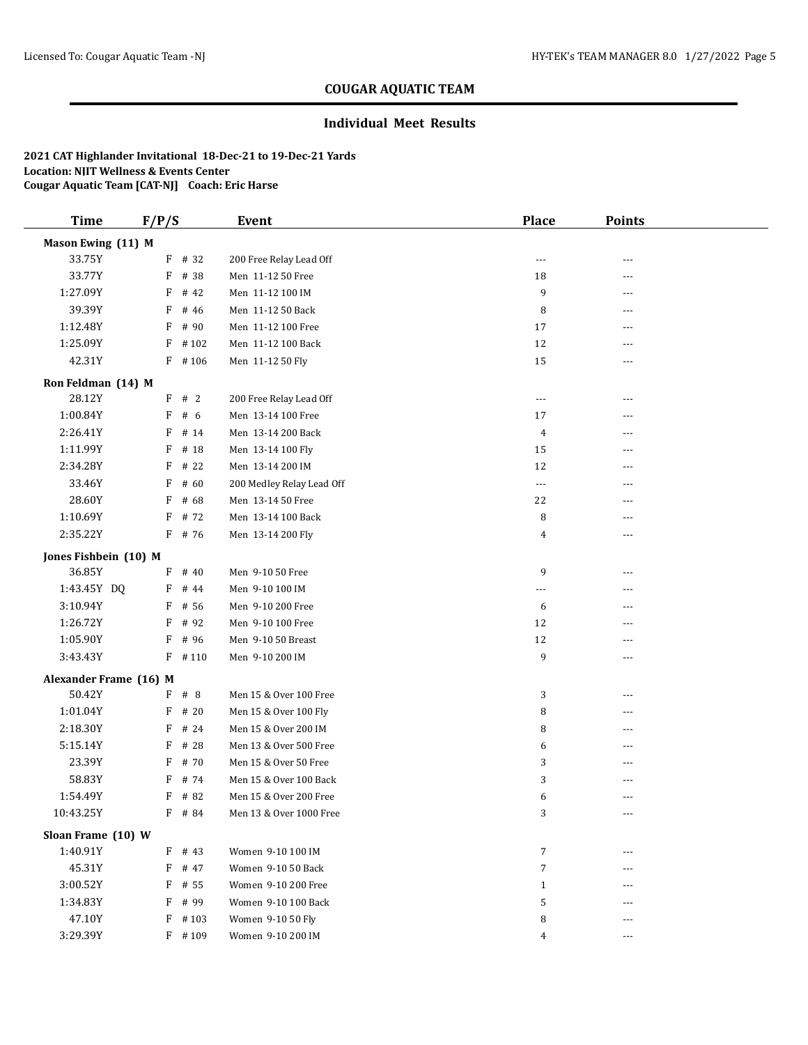## COUGAR AQUATIC TEAM

### Individual Meet Results

**2021 CAT Highlander Invitational 18-Dec-21 to 19-Dec-21 Yards**
**Location: NJIT Wellness & Events Center**
**Cougar Aquatic Team [CAT-NJ] Coach: Eric Harse**

| Time | F/P/S | | Event | Place | Points |
|---|---|---|---|---|---|
| **Mason Ewing (11) M** | | | | | |
| 33.75Y | F | # 32 | 200 Free Relay Lead Off | --- | --- |
| 33.77Y | F | # 38 | Men 11-12 50 Free | 18 | --- |
| 1:27.09Y | F | # 42 | Men 11-12 100 IM | 9 | --- |
| 39.39Y | F | # 46 | Men 11-12 50 Back | 8 | --- |
| 1:12.48Y | F | # 90 | Men 11-12 100 Free | 17 | --- |
| 1:25.09Y | F | # 102 | Men 11-12 100 Back | 12 | --- |
| 42.31Y | F | # 106 | Men 11-12 50 Fly | 15 | --- |
| **Ron Feldman (14) M** | | | | | |
| 28.12Y | F | # 2 | 200 Free Relay Lead Off | --- | --- |
| 1:00.84Y | F | # 6 | Men 13-14 100 Free | 17 | --- |
| 2:26.41Y | F | # 14 | Men 13-14 200 Back | 4 | --- |
| 1:11.99Y | F | # 18 | Men 13-14 100 Fly | 15 | --- |
| 2:34.28Y | F | # 22 | Men 13-14 200 IM | 12 | --- |
| 33.46Y | F | # 60 | 200 Medley Relay Lead Off | --- | --- |
| 28.60Y | F | # 68 | Men 13-14 50 Free | 22 | --- |
| 1:10.69Y | F | # 72 | Men 13-14 100 Back | 8 | --- |
| 2:35.22Y | F | # 76 | Men 13-14 200 Fly | 4 | --- |
| **Jones Fishbein (10) M** | | | | | |
| 36.85Y | F | # 40 | Men 9-10 50 Free | 9 | --- |
| 1:43.45Y DQ | F | # 44 | Men 9-10 100 IM | --- | --- |
| 3:10.94Y | F | # 56 | Men 9-10 200 Free | 6 | --- |
| 1:26.72Y | F | # 92 | Men 9-10 100 Free | 12 | --- |
| 1:05.90Y | F | # 96 | Men 9-10 50 Breast | 12 | --- |
| 3:43.43Y | F | # 110 | Men 9-10 200 IM | 9 | --- |
| **Alexander Frame (16) M** | | | | | |
| 50.42Y | F | # 8 | Men 15 & Over 100 Free | 3 | --- |
| 1:01.04Y | F | # 20 | Men 15 & Over 100 Fly | 8 | --- |
| 2:18.30Y | F | # 24 | Men 15 & Over 200 IM | 8 | --- |
| 5:15.14Y | F | # 28 | Men 13 & Over 500 Free | 6 | --- |
| 23.39Y | F | # 70 | Men 15 & Over 50 Free | 3 | --- |
| 58.83Y | F | # 74 | Men 15 & Over 100 Back | 3 | --- |
| 1:54.49Y | F | # 82 | Men 15 & Over 200 Free | 6 | --- |
| 10:43.25Y | F | # 84 | Men 13 & Over 1000 Free | 3 | --- |
| **Sloan Frame (10) W** | | | | | |
| 1:40.91Y | F | # 43 | Women 9-10 100 IM | 7 | --- |
| 45.31Y | F | # 47 | Women 9-10 50 Back | 7 | --- |
| 3:00.52Y | F | # 55 | Women 9-10 200 Free | 1 | --- |
| 1:34.83Y | F | # 99 | Women 9-10 100 Back | 5 | --- |
| 47.10Y | F | # 103 | Women 9-10 50 Fly | 8 | --- |
| 3:29.39Y | F | # 109 | Women 9-10 200 IM | 4 | --- |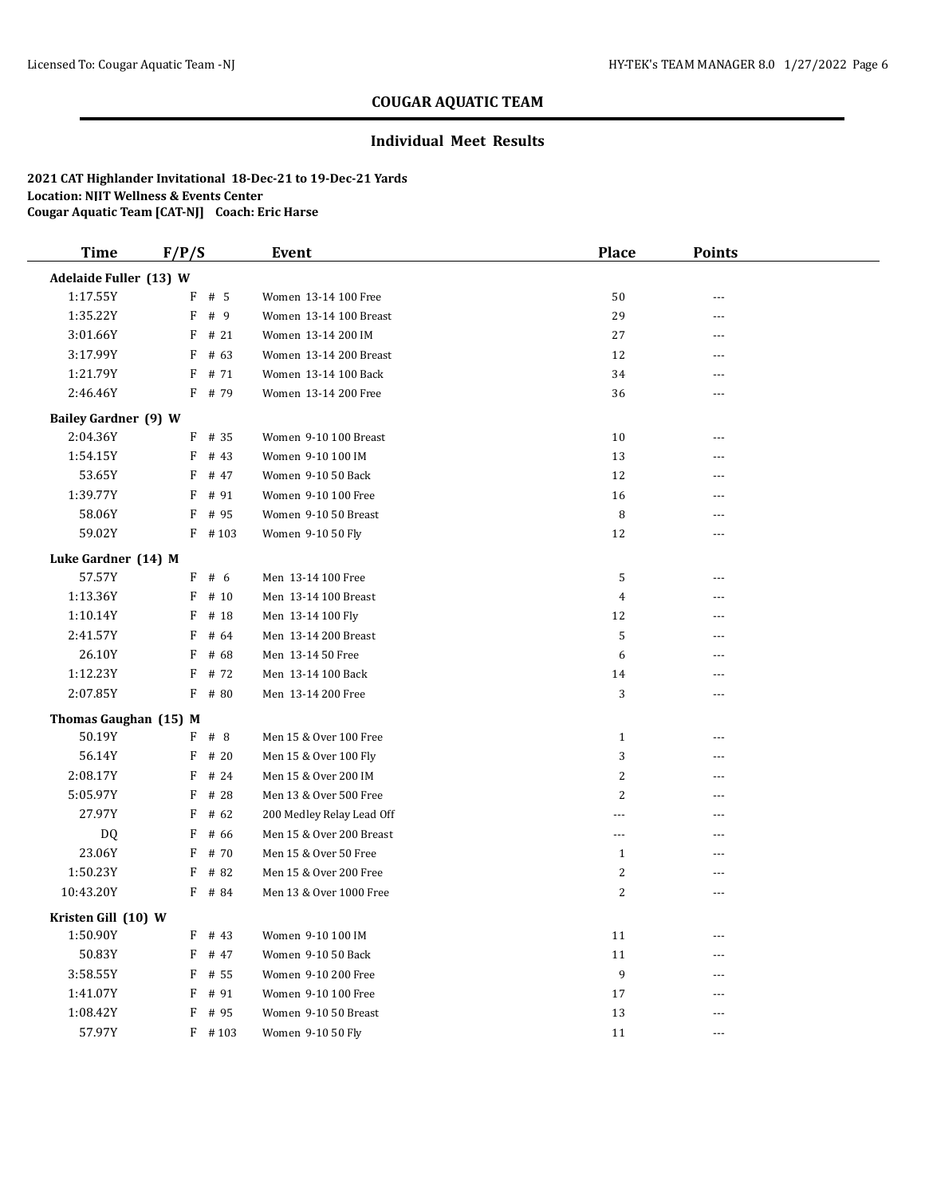# COUGAR AQUATIC TEAM

## Individual Meet Results

**2021 CAT Highlander Invitational 18-Dec-21 to 19-Dec-21 Yards**
**Location: NJIT Wellness & Events Center**
**Cougar Aquatic Team [CAT-NJ] Coach: Eric Harse**

| Time | F/P/S | Event | Place | Points |
|---|---|---|---|---|
| **Adelaide Fuller (13) W** | | | | |
| 1:17.55Y | F # 5 | Women 13-14 100 Free | 50 | --- |
| 1:35.22Y | F # 9 | Women 13-14 100 Breast | 29 | --- |
| 3:01.66Y | F # 21 | Women 13-14 200 IM | 27 | --- |
| 3:17.99Y | F # 63 | Women 13-14 200 Breast | 12 | --- |
| 1:21.79Y | F # 71 | Women 13-14 100 Back | 34 | --- |
| 2:46.46Y | F # 79 | Women 13-14 200 Free | 36 | --- |
| **Bailey Gardner (9) W** | | | | |
| 2:04.36Y | F # 35 | Women 9-10 100 Breast | 10 | --- |
| 1:54.15Y | F # 43 | Women 9-10 100 IM | 13 | --- |
| 53.65Y | F # 47 | Women 9-10 50 Back | 12 | --- |
| 1:39.77Y | F # 91 | Women 9-10 100 Free | 16 | --- |
| 58.06Y | F # 95 | Women 9-10 50 Breast | 8 | --- |
| 59.02Y | F # 103 | Women 9-10 50 Fly | 12 | --- |
| **Luke Gardner (14) M** | | | | |
| 57.57Y | F # 6 | Men 13-14 100 Free | 5 | --- |
| 1:13.36Y | F # 10 | Men 13-14 100 Breast | 4 | --- |
| 1:10.14Y | F # 18 | Men 13-14 100 Fly | 12 | --- |
| 2:41.57Y | F # 64 | Men 13-14 200 Breast | 5 | --- |
| 26.10Y | F # 68 | Men 13-14 50 Free | 6 | --- |
| 1:12.23Y | F # 72 | Men 13-14 100 Back | 14 | --- |
| 2:07.85Y | F # 80 | Men 13-14 200 Free | 3 | --- |
| **Thomas Gaughan (15) M** | | | | |
| 50.19Y | F # 8 | Men 15 & Over 100 Free | 1 | --- |
| 56.14Y | F # 20 | Men 15 & Over 100 Fly | 3 | --- |
| 2:08.17Y | F # 24 | Men 15 & Over 200 IM | 2 | --- |
| 5:05.97Y | F # 28 | Men 13 & Over 500 Free | 2 | --- |
| 27.97Y | F # 62 | 200 Medley Relay Lead Off | --- | --- |
| DQ | F # 66 | Men 15 & Over 200 Breast | --- | --- |
| 23.06Y | F # 70 | Men 15 & Over 50 Free | 1 | --- |
| 1:50.23Y | F # 82 | Men 15 & Over 200 Free | 2 | --- |
| 10:43.20Y | F # 84 | Men 13 & Over 1000 Free | 2 | --- |
| **Kristen Gill (10) W** | | | | |
| 1:50.90Y | F # 43 | Women 9-10 100 IM | 11 | --- |
| 50.83Y | F # 47 | Women 9-10 50 Back | 11 | --- |
| 3:58.55Y | F # 55 | Women 9-10 200 Free | 9 | --- |
| 1:41.07Y | F # 91 | Women 9-10 100 Free | 17 | --- |
| 1:08.42Y | F # 95 | Women 9-10 50 Breast | 13 | --- |
| 57.97Y | F # 103 | Women 9-10 50 Fly | 11 | --- |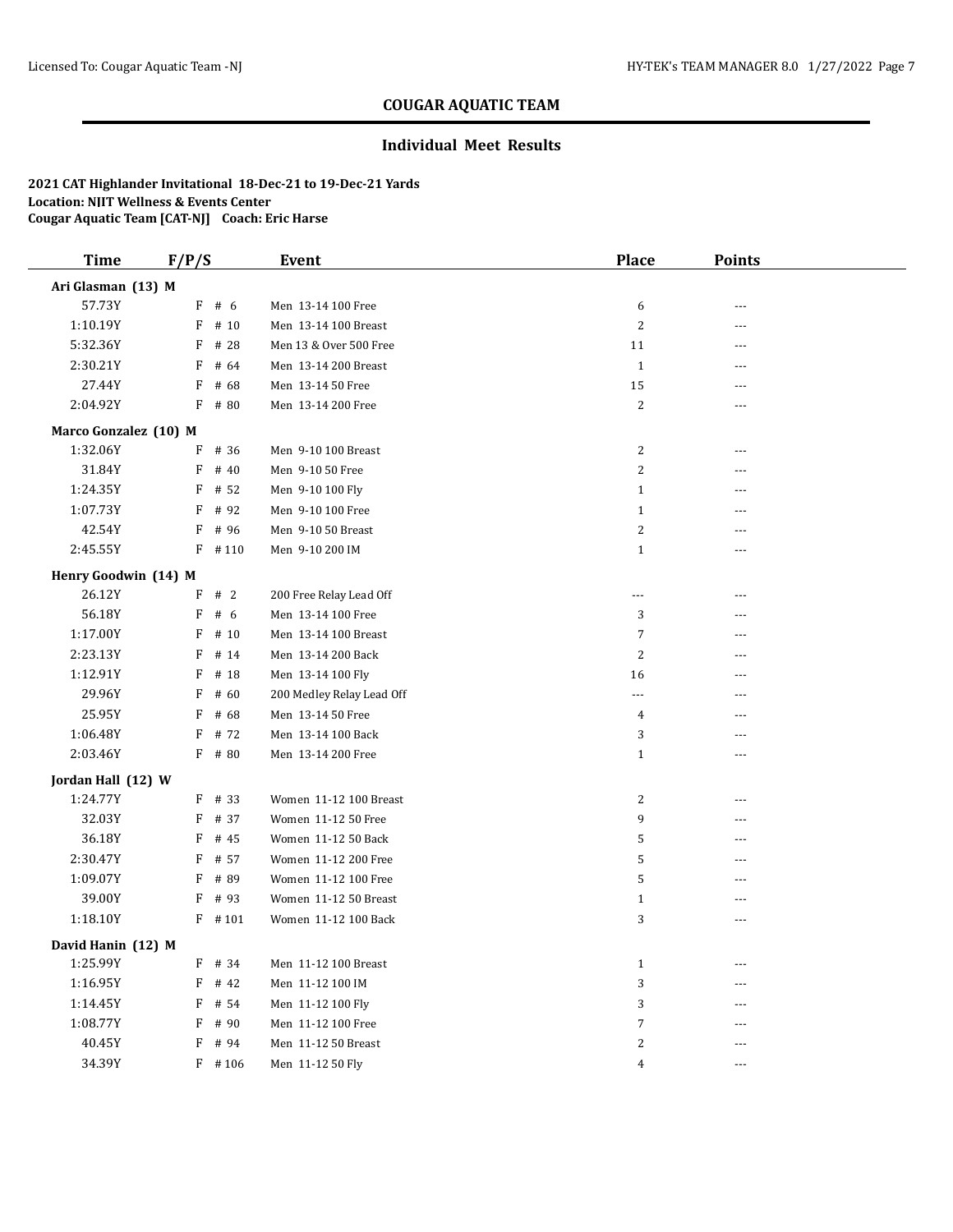# COUGAR AQUATIC TEAM

## Individual Meet Results

**2021 CAT Highlander Invitational 18-Dec-21 to 19-Dec-21 Yards**
**Location: NJIT Wellness & Events Center**
**Cougar Aquatic Team [CAT-NJ] Coach: Eric Harse**

| Time | F/P/S | Event | Place | Points |
|---|---|---|---|---|
| **Ari Glasman (13) M** | | | | |
| 57.73Y | F # 6 | Men 13-14 100 Free | 6 | --- |
| 1:10.19Y | F # 10 | Men 13-14 100 Breast | 2 | --- |
| 5:32.36Y | F # 28 | Men 13 & Over 500 Free | 11 | --- |
| 2:30.21Y | F # 64 | Men 13-14 200 Breast | 1 | --- |
| 27.44Y | F # 68 | Men 13-14 50 Free | 15 | --- |
| 2:04.92Y | F # 80 | Men 13-14 200 Free | 2 | --- |
| **Marco Gonzalez (10) M** | | | | |
| 1:32.06Y | F # 36 | Men 9-10 100 Breast | 2 | --- |
| 31.84Y | F # 40 | Men 9-10 50 Free | 2 | --- |
| 1:24.35Y | F # 52 | Men 9-10 100 Fly | 1 | --- |
| 1:07.73Y | F # 92 | Men 9-10 100 Free | 1 | --- |
| 42.54Y | F # 96 | Men 9-10 50 Breast | 2 | --- |
| 2:45.55Y | F # 110 | Men 9-10 200 IM | 1 | --- |
| **Henry Goodwin (14) M** | | | | |
| 26.12Y | F # 2 | 200 Free Relay Lead Off | --- | --- |
| 56.18Y | F # 6 | Men 13-14 100 Free | 3 | --- |
| 1:17.00Y | F # 10 | Men 13-14 100 Breast | 7 | --- |
| 2:23.13Y | F # 14 | Men 13-14 200 Back | 2 | --- |
| 1:12.91Y | F # 18 | Men 13-14 100 Fly | 16 | --- |
| 29.96Y | F # 60 | 200 Medley Relay Lead Off | --- | --- |
| 25.95Y | F # 68 | Men 13-14 50 Free | 4 | --- |
| 1:06.48Y | F # 72 | Men 13-14 100 Back | 3 | --- |
| 2:03.46Y | F # 80 | Men 13-14 200 Free | 1 | --- |
| **Jordan Hall (12) W** | | | | |
| 1:24.77Y | F # 33 | Women 11-12 100 Breast | 2 | --- |
| 32.03Y | F # 37 | Women 11-12 50 Free | 9 | --- |
| 36.18Y | F # 45 | Women 11-12 50 Back | 5 | --- |
| 2:30.47Y | F # 57 | Women 11-12 200 Free | 5 | --- |
| 1:09.07Y | F # 89 | Women 11-12 100 Free | 5 | --- |
| 39.00Y | F # 93 | Women 11-12 50 Breast | 1 | --- |
| 1:18.10Y | F # 101 | Women 11-12 100 Back | 3 | --- |
| **David Hanin (12) M** | | | | |
| 1:25.99Y | F # 34 | Men 11-12 100 Breast | 1 | --- |
| 1:16.95Y | F # 42 | Men 11-12 100 IM | 3 | --- |
| 1:14.45Y | F # 54 | Men 11-12 100 Fly | 3 | --- |
| 1:08.77Y | F # 90 | Men 11-12 100 Free | 7 | --- |
| 40.45Y | F # 94 | Men 11-12 50 Breast | 2 | --- |
| 34.39Y | F # 106 | Men 11-12 50 Fly | 4 | --- |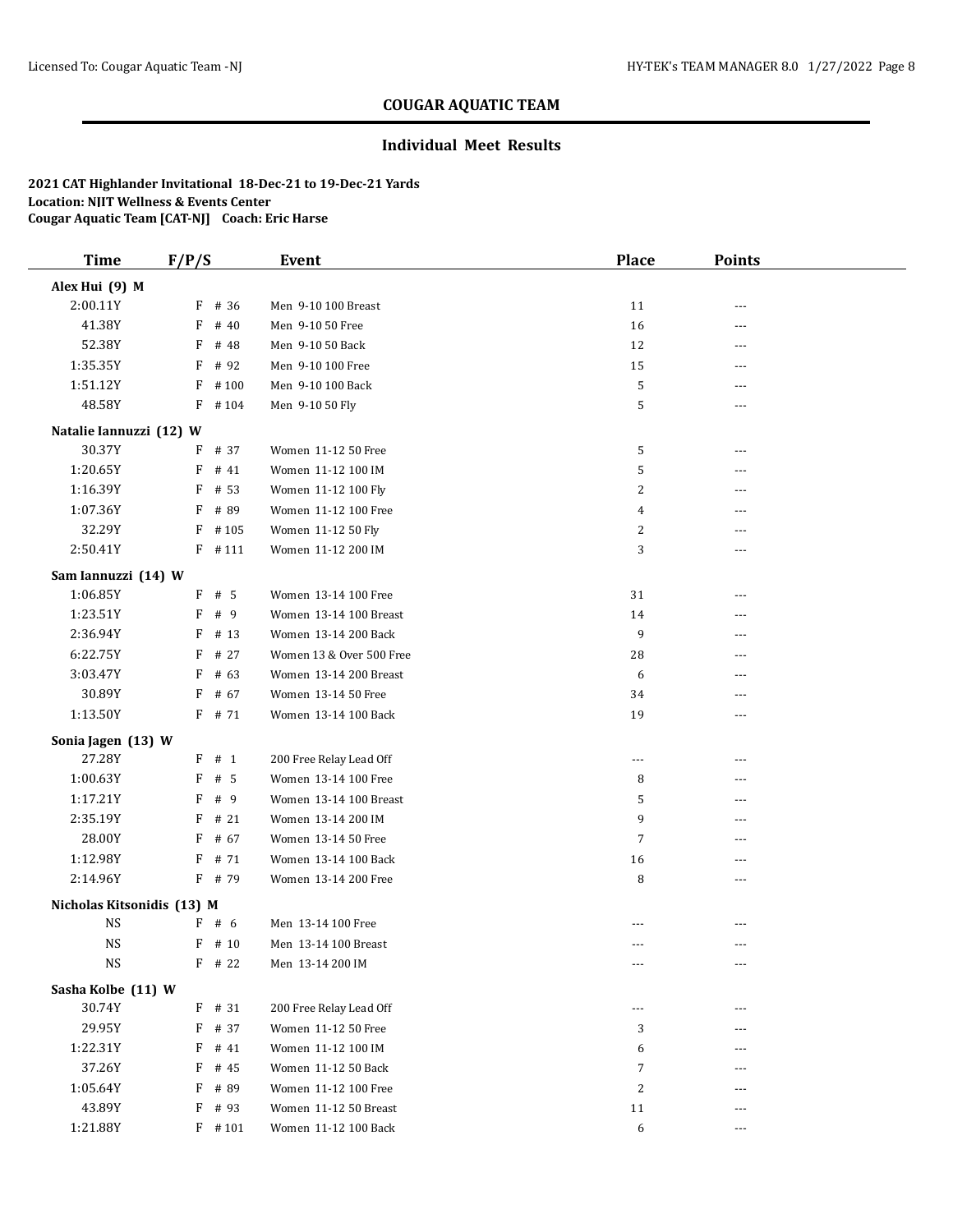## COUGAR AQUATIC TEAM

### Individual Meet Results

**2021 CAT Highlander Invitational 18-Dec-21 to 19-Dec-21 Yards**
**Location: NJIT Wellness & Events Center**
**Cougar Aquatic Team [CAT-NJ] Coach: Eric Harse**

| Time | F/P/S | | Event | Place | Points |
|---|---|---|---|---|---|
| **Alex Hui (9) M** | | | | | |
| 2:00.11Y | F | # 36 | Men 9-10 100 Breast | 11 | --- |
| 41.38Y | F | # 40 | Men 9-10 50 Free | 16 | --- |
| 52.38Y | F | # 48 | Men 9-10 50 Back | 12 | --- |
| 1:35.35Y | F | # 92 | Men 9-10 100 Free | 15 | --- |
| 1:51.12Y | F | # 100 | Men 9-10 100 Back | 5 | --- |
| 48.58Y | F | # 104 | Men 9-10 50 Fly | 5 | --- |
| **Natalie Iannuzzi (12) W** | | | | | |
| 30.37Y | F | # 37 | Women 11-12 50 Free | 5 | --- |
| 1:20.65Y | F | # 41 | Women 11-12 100 IM | 5 | --- |
| 1:16.39Y | F | # 53 | Women 11-12 100 Fly | 2 | --- |
| 1:07.36Y | F | # 89 | Women 11-12 100 Free | 4 | --- |
| 32.29Y | F | # 105 | Women 11-12 50 Fly | 2 | --- |
| 2:50.41Y | F | # 111 | Women 11-12 200 IM | 3 | --- |
| **Sam Iannuzzi (14) W** | | | | | |
| 1:06.85Y | F | # 5 | Women 13-14 100 Free | 31 | --- |
| 1:23.51Y | F | # 9 | Women 13-14 100 Breast | 14 | --- |
| 2:36.94Y | F | # 13 | Women 13-14 200 Back | 9 | --- |
| 6:22.75Y | F | # 27 | Women 13 & Over 500 Free | 28 | --- |
| 3:03.47Y | F | # 63 | Women 13-14 200 Breast | 6 | --- |
| 30.89Y | F | # 67 | Women 13-14 50 Free | 34 | --- |
| 1:13.50Y | F | # 71 | Women 13-14 100 Back | 19 | --- |
| **Sonia Jagen (13) W** | | | | | |
| 27.28Y | F | # 1 | 200 Free Relay Lead Off | --- | --- |
| 1:00.63Y | F | # 5 | Women 13-14 100 Free | 8 | --- |
| 1:17.21Y | F | # 9 | Women 13-14 100 Breast | 5 | --- |
| 2:35.19Y | F | # 21 | Women 13-14 200 IM | 9 | --- |
| 28.00Y | F | # 67 | Women 13-14 50 Free | 7 | --- |
| 1:12.98Y | F | # 71 | Women 13-14 100 Back | 16 | --- |
| 2:14.96Y | F | # 79 | Women 13-14 200 Free | 8 | --- |
| **Nicholas Kitsonidis (13) M** | | | | | |
| NS | F | # 6 | Men 13-14 100 Free | --- | --- |
| NS | F | # 10 | Men 13-14 100 Breast | --- | --- |
| NS | F | # 22 | Men 13-14 200 IM | --- | --- |
| **Sasha Kolbe (11) W** | | | | | |
| 30.74Y | F | # 31 | 200 Free Relay Lead Off | --- | --- |
| 29.95Y | F | # 37 | Women 11-12 50 Free | 3 | --- |
| 1:22.31Y | F | # 41 | Women 11-12 100 IM | 6 | --- |
| 37.26Y | F | # 45 | Women 11-12 50 Back | 7 | --- |
| 1:05.64Y | F | # 89 | Women 11-12 100 Free | 2 | --- |
| 43.89Y | F | # 93 | Women 11-12 50 Breast | 11 | --- |
| 1:21.88Y | F | # 101 | Women 11-12 100 Back | 6 | --- |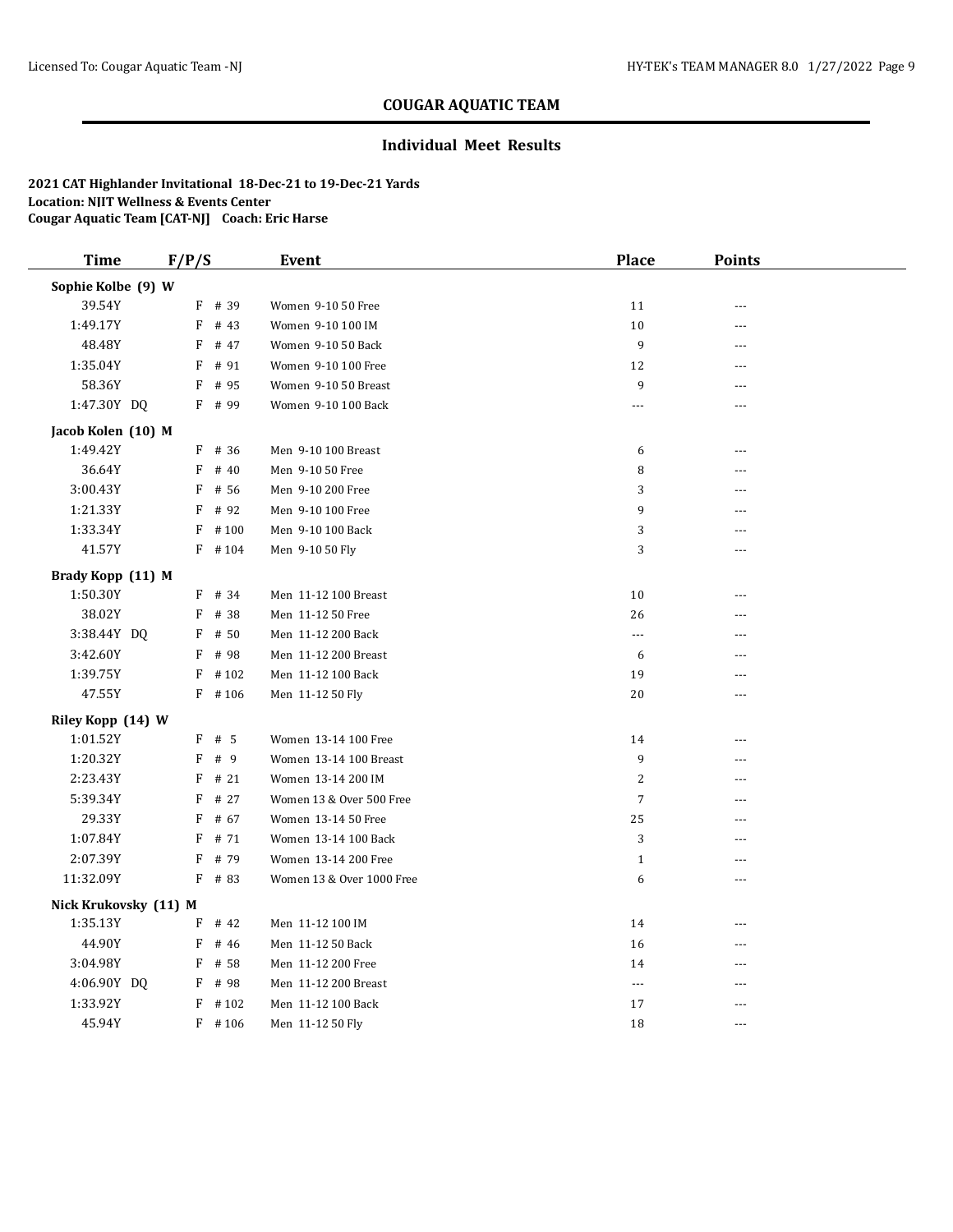## COUGAR AQUATIC TEAM

### Individual Meet Results

**2021 CAT Highlander Invitational 18-Dec-21 to 19-Dec-21 Yards**
**Location: NJIT Wellness & Events Center**
**Cougar Aquatic Team [CAT-NJ] Coach: Eric Harse**

| Time | F/P/S | Event | Place | Points |
|---|---|---|---|---|
| **Sophie Kolbe (9) W** | | | | |
| 39.54Y | F # 39 | Women 9-10 50 Free | 11 | --- |
| 1:49.17Y | F # 43 | Women 9-10 100 IM | 10 | --- |
| 48.48Y | F # 47 | Women 9-10 50 Back | 9 | --- |
| 1:35.04Y | F # 91 | Women 9-10 100 Free | 12 | --- |
| 58.36Y | F # 95 | Women 9-10 50 Breast | 9 | --- |
| 1:47.30Y DQ | F # 99 | Women 9-10 100 Back | --- | --- |
| **Jacob Kolen (10) M** | | | | |
| 1:49.42Y | F # 36 | Men 9-10 100 Breast | 6 | --- |
| 36.64Y | F # 40 | Men 9-10 50 Free | 8 | --- |
| 3:00.43Y | F # 56 | Men 9-10 200 Free | 3 | --- |
| 1:21.33Y | F # 92 | Men 9-10 100 Free | 9 | --- |
| 1:33.34Y | F # 100 | Men 9-10 100 Back | 3 | --- |
| 41.57Y | F # 104 | Men 9-10 50 Fly | 3 | --- |
| **Brady Kopp (11) M** | | | | |
| 1:50.30Y | F # 34 | Men 11-12 100 Breast | 10 | --- |
| 38.02Y | F # 38 | Men 11-12 50 Free | 26 | --- |
| 3:38.44Y DQ | F # 50 | Men 11-12 200 Back | --- | --- |
| 3:42.60Y | F # 98 | Men 11-12 200 Breast | 6 | --- |
| 1:39.75Y | F # 102 | Men 11-12 100 Back | 19 | --- |
| 47.55Y | F # 106 | Men 11-12 50 Fly | 20 | --- |
| **Riley Kopp (14) W** | | | | |
| 1:01.52Y | F # 5 | Women 13-14 100 Free | 14 | --- |
| 1:20.32Y | F # 9 | Women 13-14 100 Breast | 9 | --- |
| 2:23.43Y | F # 21 | Women 13-14 200 IM | 2 | --- |
| 5:39.34Y | F # 27 | Women 13 & Over 500 Free | 7 | --- |
| 29.33Y | F # 67 | Women 13-14 50 Free | 25 | --- |
| 1:07.84Y | F # 71 | Women 13-14 100 Back | 3 | --- |
| 2:07.39Y | F # 79 | Women 13-14 200 Free | 1 | --- |
| 11:32.09Y | F # 83 | Women 13 & Over 1000 Free | 6 | --- |
| **Nick Krukovsky (11) M** | | | | |
| 1:35.13Y | F # 42 | Men 11-12 100 IM | 14 | --- |
| 44.90Y | F # 46 | Men 11-12 50 Back | 16 | --- |
| 3:04.98Y | F # 58 | Men 11-12 200 Free | 14 | --- |
| 4:06.90Y DQ | F # 98 | Men 11-12 200 Breast | --- | --- |
| 1:33.92Y | F # 102 | Men 11-12 100 Back | 17 | --- |
| 45.94Y | F # 106 | Men 11-12 50 Fly | 18 | --- |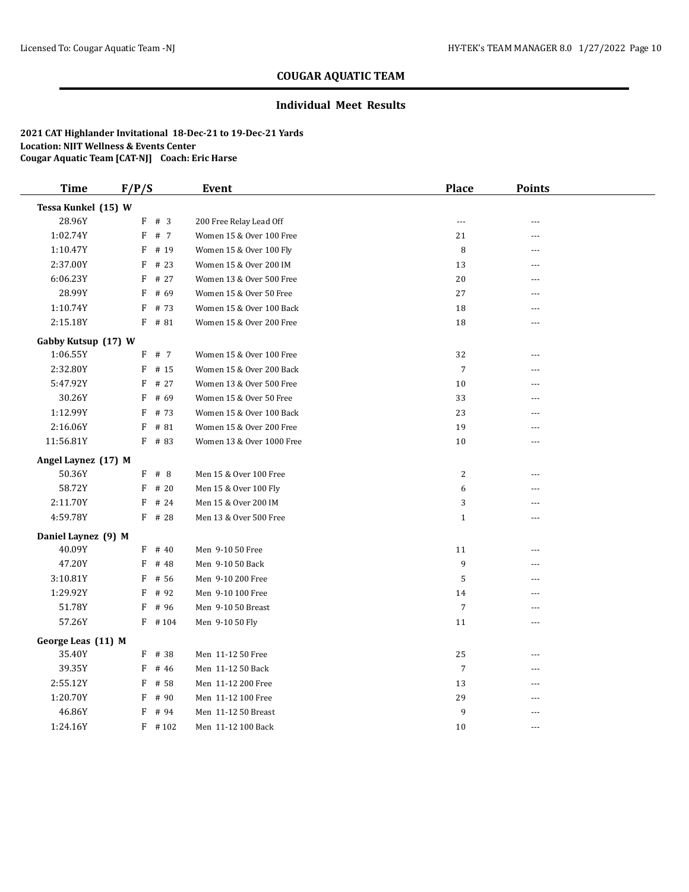## COUGAR AQUATIC TEAM

### Individual Meet Results

**2021 CAT Highlander Invitational 18-Dec-21 to 19-Dec-21 Yards**
**Location: NJIT Wellness & Events Center**
**Cougar Aquatic Team [CAT-NJ] Coach: Eric Harse**

| Time | F/P/S | Event | Place | Points |
|---|---|---|---|---|
| **Tessa Kunkel (15) W** | | | | |
| 28.96Y | F # 3 | 200 Free Relay Lead Off | --- | --- |
| 1:02.74Y | F # 7 | Women 15 & Over 100 Free | 21 | --- |
| 1:10.47Y | F # 19 | Women 15 & Over 100 Fly | 8 | --- |
| 2:37.00Y | F # 23 | Women 15 & Over 200 IM | 13 | --- |
| 6:06.23Y | F # 27 | Women 13 & Over 500 Free | 20 | --- |
| 28.99Y | F # 69 | Women 15 & Over 50 Free | 27 | --- |
| 1:10.74Y | F # 73 | Women 15 & Over 100 Back | 18 | --- |
| 2:15.18Y | F # 81 | Women 15 & Over 200 Free | 18 | --- |
| **Gabby Kutsup (17) W** | | | | |
| 1:06.55Y | F # 7 | Women 15 & Over 100 Free | 32 | --- |
| 2:32.80Y | F # 15 | Women 15 & Over 200 Back | 7 | --- |
| 5:47.92Y | F # 27 | Women 13 & Over 500 Free | 10 | --- |
| 30.26Y | F # 69 | Women 15 & Over 50 Free | 33 | --- |
| 1:12.99Y | F # 73 | Women 15 & Over 100 Back | 23 | --- |
| 2:16.06Y | F # 81 | Women 15 & Over 200 Free | 19 | --- |
| 11:56.81Y | F # 83 | Women 13 & Over 1000 Free | 10 | --- |
| **Angel Laynez (17) M** | | | | |
| 50.36Y | F # 8 | Men 15 & Over 100 Free | 2 | --- |
| 58.72Y | F # 20 | Men 15 & Over 100 Fly | 6 | --- |
| 2:11.70Y | F # 24 | Men 15 & Over 200 IM | 3 | --- |
| 4:59.78Y | F # 28 | Men 13 & Over 500 Free | 1 | --- |
| **Daniel Laynez (9) M** | | | | |
| 40.09Y | F # 40 | Men 9-10 50 Free | 11 | --- |
| 47.20Y | F # 48 | Men 9-10 50 Back | 9 | --- |
| 3:10.81Y | F # 56 | Men 9-10 200 Free | 5 | --- |
| 1:29.92Y | F # 92 | Men 9-10 100 Free | 14 | --- |
| 51.78Y | F # 96 | Men 9-10 50 Breast | 7 | --- |
| 57.26Y | F # 104 | Men 9-10 50 Fly | 11 | --- |
| **George Leas (11) M** | | | | |
| 35.40Y | F # 38 | Men 11-12 50 Free | 25 | --- |
| 39.35Y | F # 46 | Men 11-12 50 Back | 7 | --- |
| 2:55.12Y | F # 58 | Men 11-12 200 Free | 13 | --- |
| 1:20.70Y | F # 90 | Men 11-12 100 Free | 29 | --- |
| 46.86Y | F # 94 | Men 11-12 50 Breast | 9 | --- |
| 1:24.16Y | F # 102 | Men 11-12 100 Back | 10 | --- |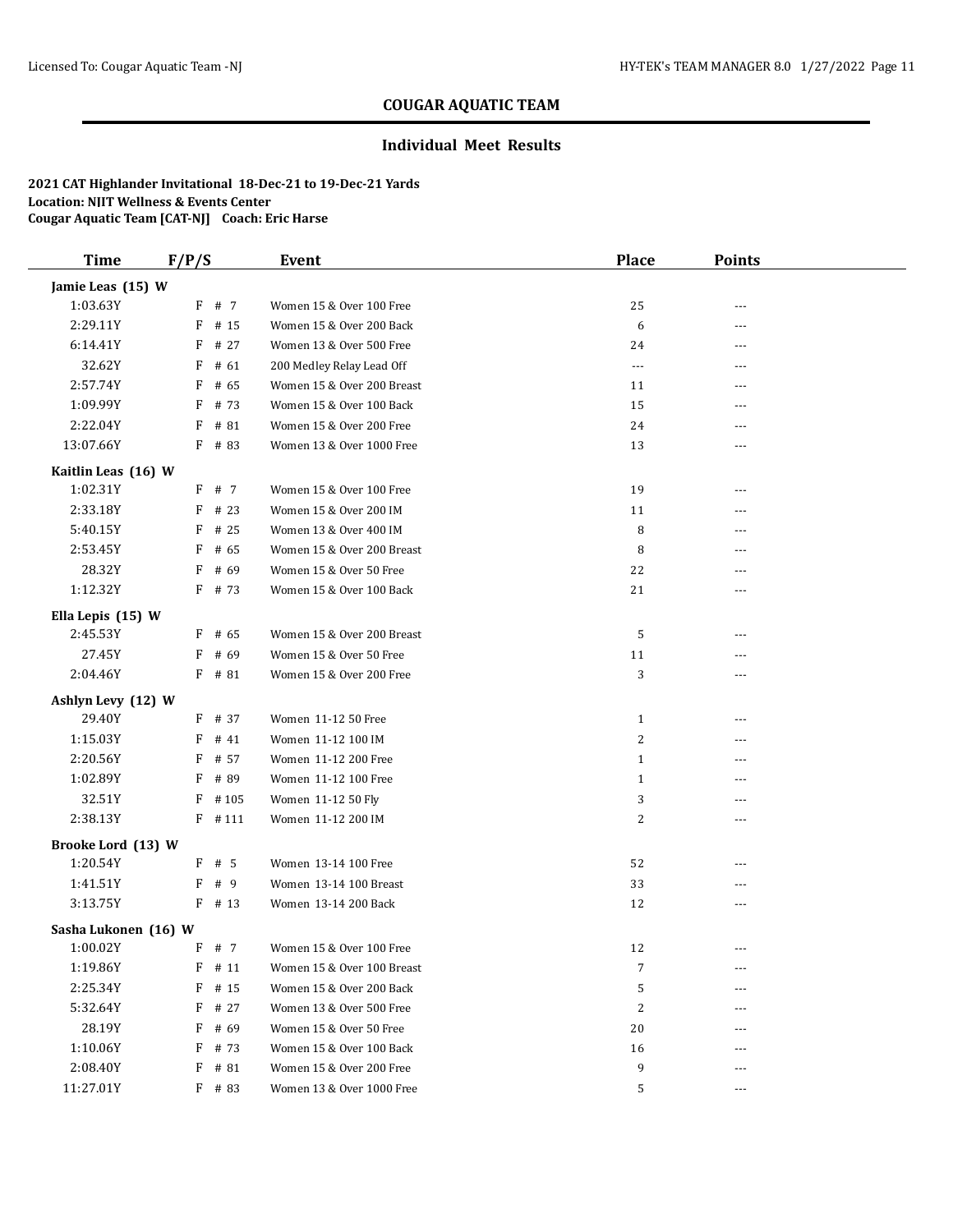## COUGAR AQUATIC TEAM

### Individual Meet Results

**2021 CAT Highlander Invitational 18-Dec-21 to 19-Dec-21 Yards**
**Location: NJIT Wellness & Events Center**
**Cougar Aquatic Team [CAT-NJ] Coach: Eric Harse**

| Time | F/P/S | Event | Place | Points |
|---|---|---|---|---|
| **Jamie Leas (15) W** | | | | |
| 1:03.63Y | F # 7 | Women 15 & Over 100 Free | 25 | --- |
| 2:29.11Y | F # 15 | Women 15 & Over 200 Back | 6 | --- |
| 6:14.41Y | F # 27 | Women 13 & Over 500 Free | 24 | --- |
| 32.62Y | F # 61 | 200 Medley Relay Lead Off | --- | --- |
| 2:57.74Y | F # 65 | Women 15 & Over 200 Breast | 11 | --- |
| 1:09.99Y | F # 73 | Women 15 & Over 100 Back | 15 | --- |
| 2:22.04Y | F # 81 | Women 15 & Over 200 Free | 24 | --- |
| 13:07.66Y | F # 83 | Women 13 & Over 1000 Free | 13 | --- |
| **Kaitlin Leas (16) W** | | | | |
| 1:02.31Y | F # 7 | Women 15 & Over 100 Free | 19 | --- |
| 2:33.18Y | F # 23 | Women 15 & Over 200 IM | 11 | --- |
| 5:40.15Y | F # 25 | Women 13 & Over 400 IM | 8 | --- |
| 2:53.45Y | F # 65 | Women 15 & Over 200 Breast | 8 | --- |
| 28.32Y | F # 69 | Women 15 & Over 50 Free | 22 | --- |
| 1:12.32Y | F # 73 | Women 15 & Over 100 Back | 21 | --- |
| **Ella Lepis (15) W** | | | | |
| 2:45.53Y | F # 65 | Women 15 & Over 200 Breast | 5 | --- |
| 27.45Y | F # 69 | Women 15 & Over 50 Free | 11 | --- |
| 2:04.46Y | F # 81 | Women 15 & Over 200 Free | 3 | --- |
| **Ashlyn Levy (12) W** | | | | |
| 29.40Y | F # 37 | Women 11-12 50 Free | 1 | --- |
| 1:15.03Y | F # 41 | Women 11-12 100 IM | 2 | --- |
| 2:20.56Y | F # 57 | Women 11-12 200 Free | 1 | --- |
| 1:02.89Y | F # 89 | Women 11-12 100 Free | 1 | --- |
| 32.51Y | F # 105 | Women 11-12 50 Fly | 3 | --- |
| 2:38.13Y | F # 111 | Women 11-12 200 IM | 2 | --- |
| **Brooke Lord (13) W** | | | | |
| 1:20.54Y | F # 5 | Women 13-14 100 Free | 52 | --- |
| 1:41.51Y | F # 9 | Women 13-14 100 Breast | 33 | --- |
| 3:13.75Y | F # 13 | Women 13-14 200 Back | 12 | --- |
| **Sasha Lukonen (16) W** | | | | |
| 1:00.02Y | F # 7 | Women 15 & Over 100 Free | 12 | --- |
| 1:19.86Y | F # 11 | Women 15 & Over 100 Breast | 7 | --- |
| 2:25.34Y | F # 15 | Women 15 & Over 200 Back | 5 | --- |
| 5:32.64Y | F # 27 | Women 13 & Over 500 Free | 2 | --- |
| 28.19Y | F # 69 | Women 15 & Over 50 Free | 20 | --- |
| 1:10.06Y | F # 73 | Women 15 & Over 100 Back | 16 | --- |
| 2:08.40Y | F # 81 | Women 15 & Over 200 Free | 9 | --- |
| 11:27.01Y | F # 83 | Women 13 & Over 1000 Free | 5 | --- |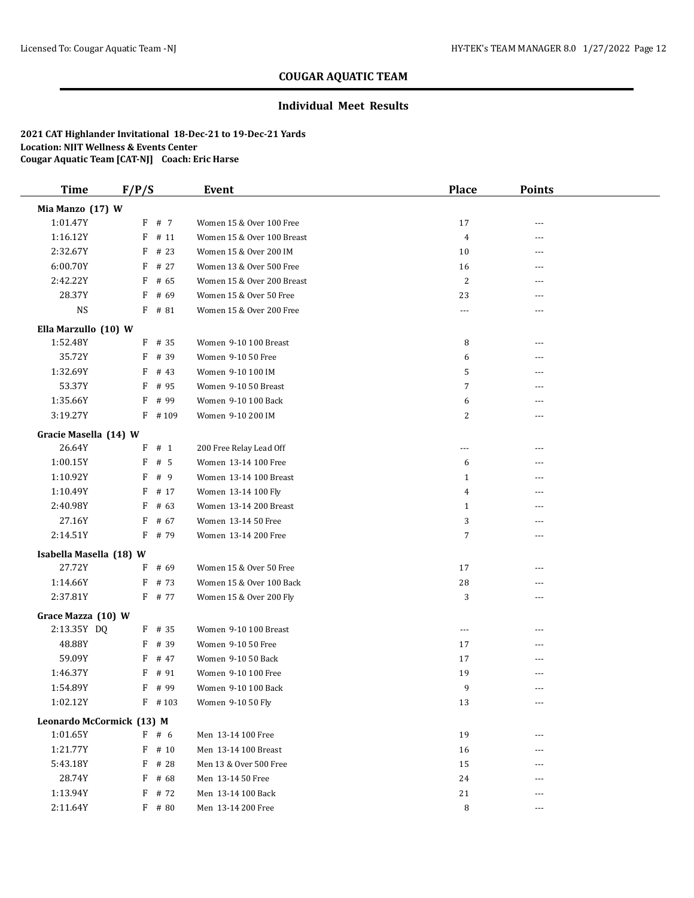## COUGAR AQUATIC TEAM

### Individual Meet Results

**2021 CAT Highlander Invitational 18-Dec-21 to 19-Dec-21 Yards**
**Location: NJIT Wellness & Events Center**
**Cougar Aquatic Team [CAT-NJ] Coach: Eric Harse**

| Time | F/P/S | | Event | Place | Points |
|---|---|---|---|---|---|
| **Mia Manzo (17) W** | | | | | |
| 1:01.47Y | F | # 7 | Women 15 & Over 100 Free | 17 | --- |
| 1:16.12Y | F | # 11 | Women 15 & Over 100 Breast | 4 | --- |
| 2:32.67Y | F | # 23 | Women 15 & Over 200 IM | 10 | --- |
| 6:00.70Y | F | # 27 | Women 13 & Over 500 Free | 16 | --- |
| 2:42.22Y | F | # 65 | Women 15 & Over 200 Breast | 2 | --- |
| 28.37Y | F | # 69 | Women 15 & Over 50 Free | 23 | --- |
| NS | F | # 81 | Women 15 & Over 200 Free | --- | --- |
| **Ella Marzullo (10) W** | | | | | |
| 1:52.48Y | F | # 35 | Women 9-10 100 Breast | 8 | --- |
| 35.72Y | F | # 39 | Women 9-10 50 Free | 6 | --- |
| 1:32.69Y | F | # 43 | Women 9-10 100 IM | 5 | --- |
| 53.37Y | F | # 95 | Women 9-10 50 Breast | 7 | --- |
| 1:35.66Y | F | # 99 | Women 9-10 100 Back | 6 | --- |
| 3:19.27Y | F | # 109 | Women 9-10 200 IM | 2 | --- |
| **Gracie Masella (14) W** | | | | | |
| 26.64Y | F | # 1 | 200 Free Relay Lead Off | --- | --- |
| 1:00.15Y | F | # 5 | Women 13-14 100 Free | 6 | --- |
| 1:10.92Y | F | # 9 | Women 13-14 100 Breast | 1 | --- |
| 1:10.49Y | F | # 17 | Women 13-14 100 Fly | 4 | --- |
| 2:40.98Y | F | # 63 | Women 13-14 200 Breast | 1 | --- |
| 27.16Y | F | # 67 | Women 13-14 50 Free | 3 | --- |
| 2:14.51Y | F | # 79 | Women 13-14 200 Free | 7 | --- |
| **Isabella Masella (18) W** | | | | | |
| 27.72Y | F | # 69 | Women 15 & Over 50 Free | 17 | --- |
| 1:14.66Y | F | # 73 | Women 15 & Over 100 Back | 28 | --- |
| 2:37.81Y | F | # 77 | Women 15 & Over 200 Fly | 3 | --- |
| **Grace Mazza (10) W** | | | | | |
| 2:13.35Y DQ | F | # 35 | Women 9-10 100 Breast | --- | --- |
| 48.88Y | F | # 39 | Women 9-10 50 Free | 17 | --- |
| 59.09Y | F | # 47 | Women 9-10 50 Back | 17 | --- |
| 1:46.37Y | F | # 91 | Women 9-10 100 Free | 19 | --- |
| 1:54.89Y | F | # 99 | Women 9-10 100 Back | 9 | --- |
| 1:02.12Y | F | # 103 | Women 9-10 50 Fly | 13 | --- |
| **Leonardo McCormick (13) M** | | | | | |
| 1:01.65Y | F | # 6 | Men 13-14 100 Free | 19 | --- |
| 1:21.77Y | F | # 10 | Men 13-14 100 Breast | 16 | --- |
| 5:43.18Y | F | # 28 | Men 13 & Over 500 Free | 15 | --- |
| 28.74Y | F | # 68 | Men 13-14 50 Free | 24 | --- |
| 1:13.94Y | F | # 72 | Men 13-14 100 Back | 21 | --- |
| 2:11.64Y | F | # 80 | Men 13-14 200 Free | 8 | --- |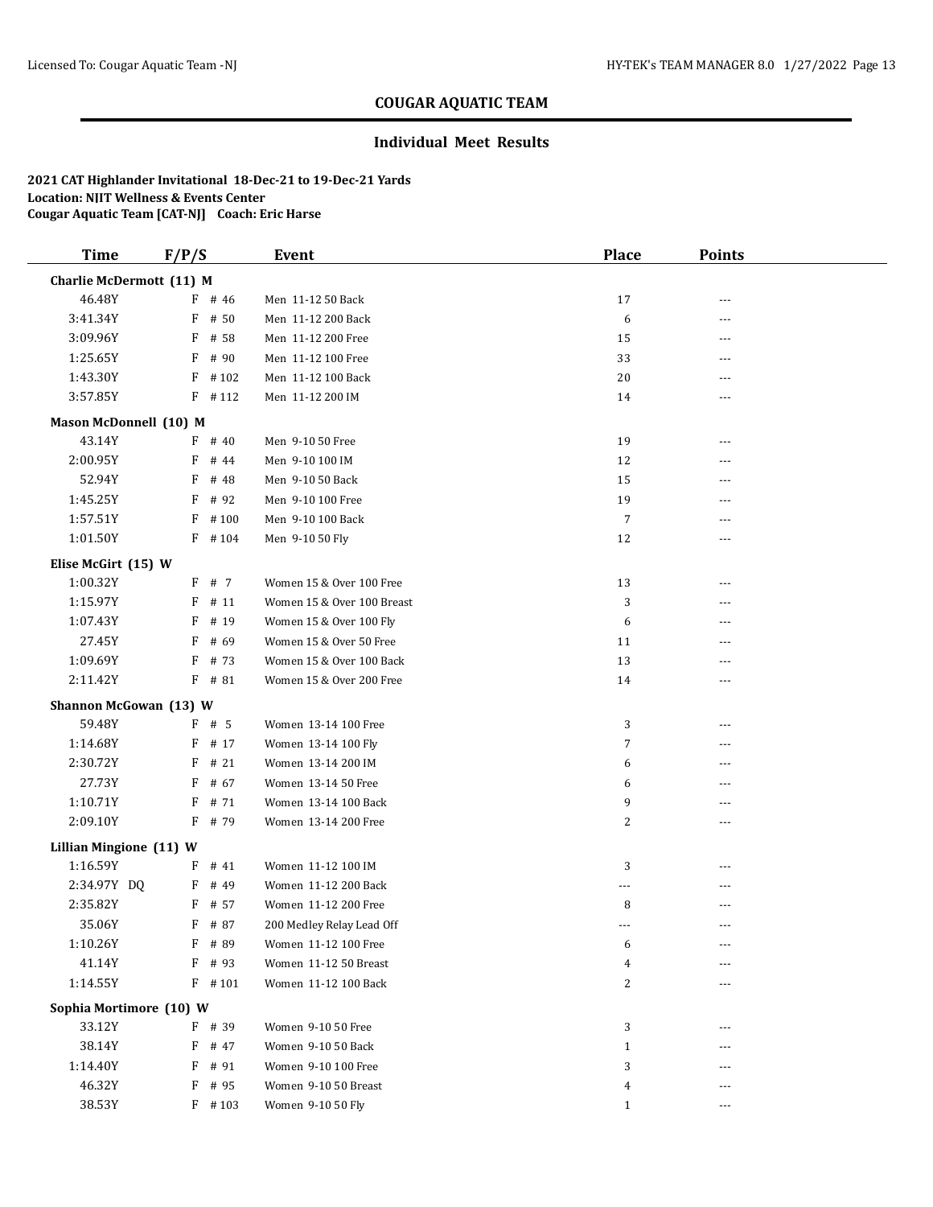## COUGAR AQUATIC TEAM

### Individual Meet Results

**2021 CAT Highlander Invitational 18-Dec-21 to 19-Dec-21 Yards**
**Location: NJIT Wellness & Events Center**
**Cougar Aquatic Team [CAT-NJ] Coach: Eric Harse**

| Time | F/P/S | Event | Place | Points |
|---|---|---|---|---|
| **Charlie McDermott (11) M** | | | | |
| 46.48Y | F # 46 | Men 11-12 50 Back | 17 | --- |
| 3:41.34Y | F # 50 | Men 11-12 200 Back | 6 | --- |
| 3:09.96Y | F # 58 | Men 11-12 200 Free | 15 | --- |
| 1:25.65Y | F # 90 | Men 11-12 100 Free | 33 | --- |
| 1:43.30Y | F # 102 | Men 11-12 100 Back | 20 | --- |
| 3:57.85Y | F # 112 | Men 11-12 200 IM | 14 | --- |
| **Mason McDonnell (10) M** | | | | |
| 43.14Y | F # 40 | Men 9-10 50 Free | 19 | --- |
| 2:00.95Y | F # 44 | Men 9-10 100 IM | 12 | --- |
| 52.94Y | F # 48 | Men 9-10 50 Back | 15 | --- |
| 1:45.25Y | F # 92 | Men 9-10 100 Free | 19 | --- |
| 1:57.51Y | F # 100 | Men 9-10 100 Back | 7 | --- |
| 1:01.50Y | F # 104 | Men 9-10 50 Fly | 12 | --- |
| **Elise McGirt (15) W** | | | | |
| 1:00.32Y | F # 7 | Women 15 & Over 100 Free | 13 | --- |
| 1:15.97Y | F # 11 | Women 15 & Over 100 Breast | 3 | --- |
| 1:07.43Y | F # 19 | Women 15 & Over 100 Fly | 6 | --- |
| 27.45Y | F # 69 | Women 15 & Over 50 Free | 11 | --- |
| 1:09.69Y | F # 73 | Women 15 & Over 100 Back | 13 | --- |
| 2:11.42Y | F # 81 | Women 15 & Over 200 Free | 14 | --- |
| **Shannon McGowan (13) W** | | | | |
| 59.48Y | F # 5 | Women 13-14 100 Free | 3 | --- |
| 1:14.68Y | F # 17 | Women 13-14 100 Fly | 7 | --- |
| 2:30.72Y | F # 21 | Women 13-14 200 IM | 6 | --- |
| 27.73Y | F # 67 | Women 13-14 50 Free | 6 | --- |
| 1:10.71Y | F # 71 | Women 13-14 100 Back | 9 | --- |
| 2:09.10Y | F # 79 | Women 13-14 200 Free | 2 | --- |
| **Lillian Mingione (11) W** | | | | |
| 1:16.59Y | F # 41 | Women 11-12 100 IM | 3 | --- |
| 2:34.97Y DQ | F # 49 | Women 11-12 200 Back | --- | --- |
| 2:35.82Y | F # 57 | Women 11-12 200 Free | 8 | --- |
| 35.06Y | F # 87 | 200 Medley Relay Lead Off | --- | --- |
| 1:10.26Y | F # 89 | Women 11-12 100 Free | 6 | --- |
| 41.14Y | F # 93 | Women 11-12 50 Breast | 4 | --- |
| 1:14.55Y | F # 101 | Women 11-12 100 Back | 2 | --- |
| **Sophia Mortimore (10) W** | | | | |
| 33.12Y | F # 39 | Women 9-10 50 Free | 3 | --- |
| 38.14Y | F # 47 | Women 9-10 50 Back | 1 | --- |
| 1:14.40Y | F # 91 | Women 9-10 100 Free | 3 | --- |
| 46.32Y | F # 95 | Women 9-10 50 Breast | 4 | --- |
| 38.53Y | F # 103 | Women 9-10 50 Fly | 1 | --- |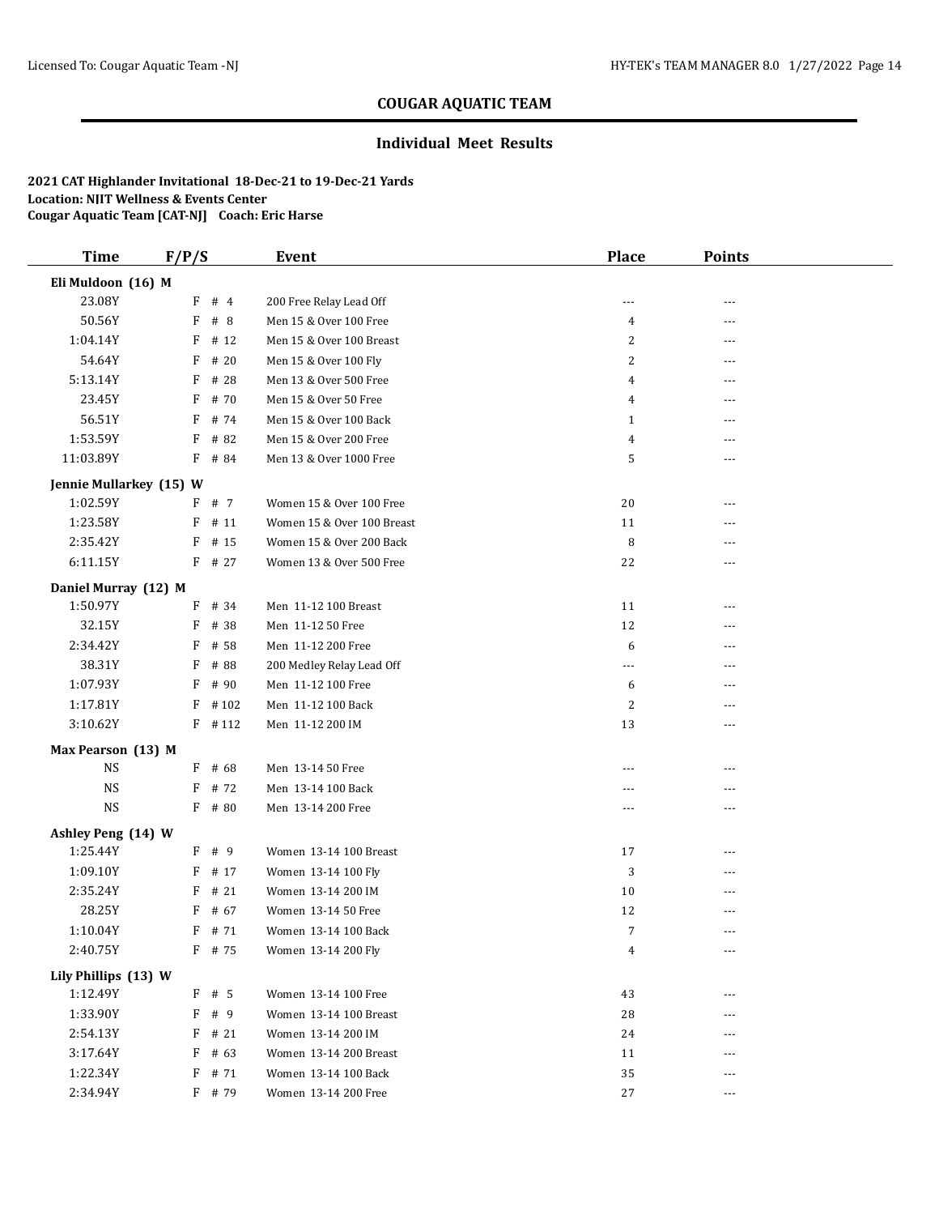# COUGAR AQUATIC TEAM

## Individual Meet Results

**2021 CAT Highlander Invitational 18-Dec-21 to 19-Dec-21 Yards**
**Location: NJIT Wellness & Events Center**
**Cougar Aquatic Team [CAT-NJ] Coach: Eric Harse**

| Time | F/P/S | Event | Place | Points |
|---|---|---|---|---|
| **Eli Muldoon (16) M** | | | | |
| 23.08Y | F # 4 | 200 Free Relay Lead Off | --- | --- |
| 50.56Y | F # 8 | Men 15 & Over 100 Free | 4 | --- |
| 1:04.14Y | F # 12 | Men 15 & Over 100 Breast | 2 | --- |
| 54.64Y | F # 20 | Men 15 & Over 100 Fly | 2 | --- |
| 5:13.14Y | F # 28 | Men 13 & Over 500 Free | 4 | --- |
| 23.45Y | F # 70 | Men 15 & Over 50 Free | 4 | --- |
| 56.51Y | F # 74 | Men 15 & Over 100 Back | 1 | --- |
| 1:53.59Y | F # 82 | Men 15 & Over 200 Free | 4 | --- |
| 11:03.89Y | F # 84 | Men 13 & Over 1000 Free | 5 | --- |
| **Jennie Mullarkey (15) W** | | | | |
| 1:02.59Y | F # 7 | Women 15 & Over 100 Free | 20 | --- |
| 1:23.58Y | F # 11 | Women 15 & Over 100 Breast | 11 | --- |
| 2:35.42Y | F # 15 | Women 15 & Over 200 Back | 8 | --- |
| 6:11.15Y | F # 27 | Women 13 & Over 500 Free | 22 | --- |
| **Daniel Murray (12) M** | | | | |
| 1:50.97Y | F # 34 | Men 11-12 100 Breast | 11 | --- |
| 32.15Y | F # 38 | Men 11-12 50 Free | 12 | --- |
| 2:34.42Y | F # 58 | Men 11-12 200 Free | 6 | --- |
| 38.31Y | F # 88 | 200 Medley Relay Lead Off | --- | --- |
| 1:07.93Y | F # 90 | Men 11-12 100 Free | 6 | --- |
| 1:17.81Y | F # 102 | Men 11-12 100 Back | 2 | --- |
| 3:10.62Y | F # 112 | Men 11-12 200 IM | 13 | --- |
| **Max Pearson (13) M** | | | | |
| NS | F # 68 | Men 13-14 50 Free | --- | --- |
| NS | F # 72 | Men 13-14 100 Back | --- | --- |
| NS | F # 80 | Men 13-14 200 Free | --- | --- |
| **Ashley Peng (14) W** | | | | |
| 1:25.44Y | F # 9 | Women 13-14 100 Breast | 17 | --- |
| 1:09.10Y | F # 17 | Women 13-14 100 Fly | 3 | --- |
| 2:35.24Y | F # 21 | Women 13-14 200 IM | 10 | --- |
| 28.25Y | F # 67 | Women 13-14 50 Free | 12 | --- |
| 1:10.04Y | F # 71 | Women 13-14 100 Back | 7 | --- |
| 2:40.75Y | F # 75 | Women 13-14 200 Fly | 4 | --- |
| **Lily Phillips (13) W** | | | | |
| 1:12.49Y | F # 5 | Women 13-14 100 Free | 43 | --- |
| 1:33.90Y | F # 9 | Women 13-14 100 Breast | 28 | --- |
| 2:54.13Y | F # 21 | Women 13-14 200 IM | 24 | --- |
| 3:17.64Y | F # 63 | Women 13-14 200 Breast | 11 | --- |
| 1:22.34Y | F # 71 | Women 13-14 100 Back | 35 | --- |
| 2:34.94Y | F # 79 | Women 13-14 200 Free | 27 | --- |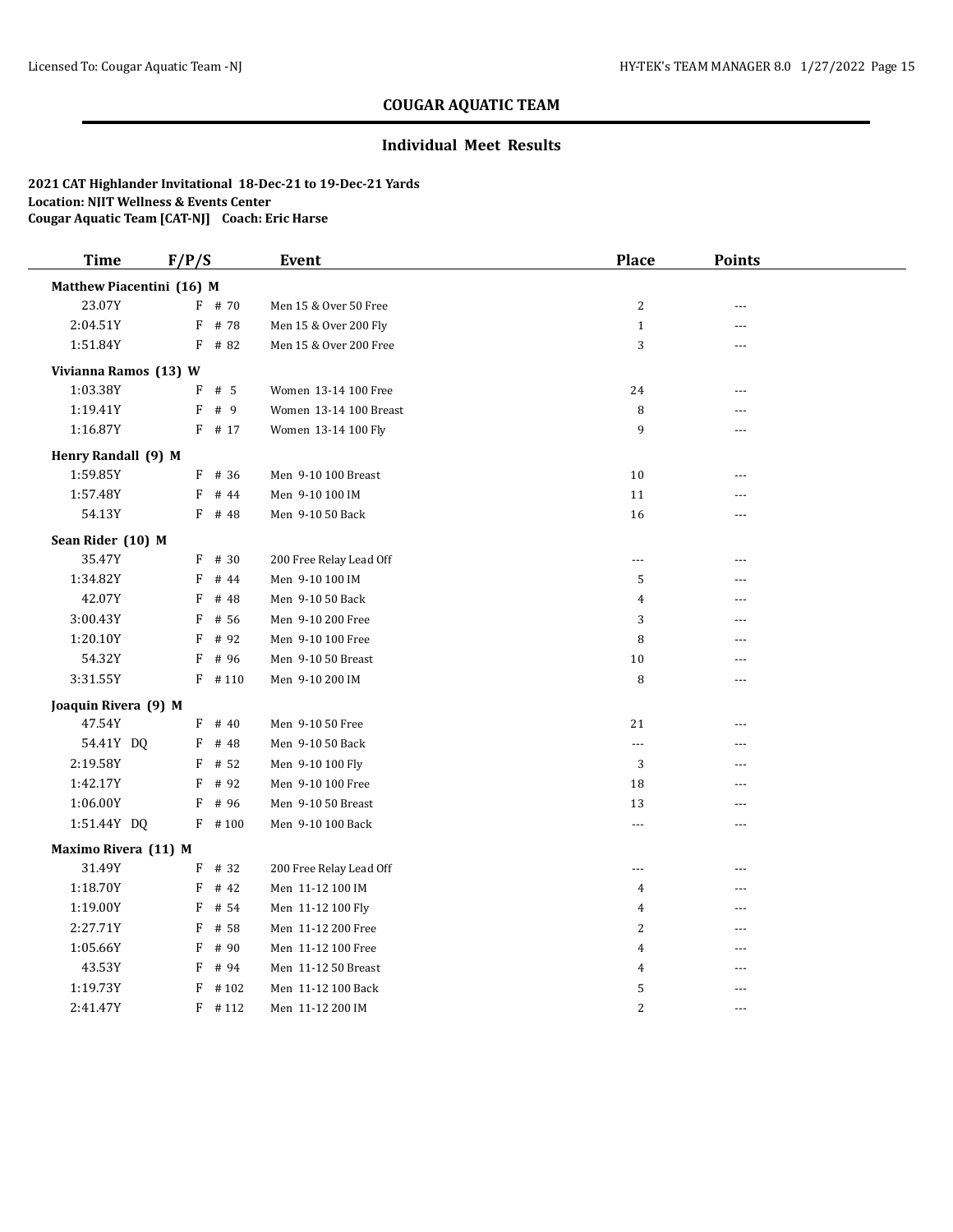# COUGAR AQUATIC TEAM

## Individual Meet Results

**2021 CAT Highlander Invitational 18-Dec-21 to 19-Dec-21 Yards**
**Location: NJIT Wellness & Events Center**
**Cougar Aquatic Team [CAT-NJ] Coach: Eric Harse**

| Time | F/P/S | | Event | Place | Points |
|---|---|---|---|---|---|
| **Matthew Piacentini (16) M** | | | | | |
| 23.07Y | F | # 70 | Men 15 & Over 50 Free | 2 | --- |
| 2:04.51Y | F | # 78 | Men 15 & Over 200 Fly | 1 | --- |
| 1:51.84Y | F | # 82 | Men 15 & Over 200 Free | 3 | --- |
| **Vivianna Ramos (13) W** | | | | | |
| 1:03.38Y | F | # 5 | Women 13-14 100 Free | 24 | --- |
| 1:19.41Y | F | # 9 | Women 13-14 100 Breast | 8 | --- |
| 1:16.87Y | F | # 17 | Women 13-14 100 Fly | 9 | --- |
| **Henry Randall (9) M** | | | | | |
| 1:59.85Y | F | # 36 | Men 9-10 100 Breast | 10 | --- |
| 1:57.48Y | F | # 44 | Men 9-10 100 IM | 11 | --- |
| 54.13Y | F | # 48 | Men 9-10 50 Back | 16 | --- |
| **Sean Rider (10) M** | | | | | |
| 35.47Y | F | # 30 | 200 Free Relay Lead Off | --- | --- |
| 1:34.82Y | F | # 44 | Men 9-10 100 IM | 5 | --- |
| 42.07Y | F | # 48 | Men 9-10 50 Back | 4 | --- |
| 3:00.43Y | F | # 56 | Men 9-10 200 Free | 3 | --- |
| 1:20.10Y | F | # 92 | Men 9-10 100 Free | 8 | --- |
| 54.32Y | F | # 96 | Men 9-10 50 Breast | 10 | --- |
| 3:31.55Y | F | # 110 | Men 9-10 200 IM | 8 | --- |
| **Joaquin Rivera (9) M** | | | | | |
| 47.54Y | F | # 40 | Men 9-10 50 Free | 21 | --- |
| 54.41Y DQ | F | # 48 | Men 9-10 50 Back | --- | --- |
| 2:19.58Y | F | # 52 | Men 9-10 100 Fly | 3 | --- |
| 1:42.17Y | F | # 92 | Men 9-10 100 Free | 18 | --- |
| 1:06.00Y | F | # 96 | Men 9-10 50 Breast | 13 | --- |
| 1:51.44Y DQ | F | # 100 | Men 9-10 100 Back | --- | --- |
| **Maximo Rivera (11) M** | | | | | |
| 31.49Y | F | # 32 | 200 Free Relay Lead Off | --- | --- |
| 1:18.70Y | F | # 42 | Men 11-12 100 IM | 4 | --- |
| 1:19.00Y | F | # 54 | Men 11-12 100 Fly | 4 | --- |
| 2:27.71Y | F | # 58 | Men 11-12 200 Free | 2 | --- |
| 1:05.66Y | F | # 90 | Men 11-12 100 Free | 4 | --- |
| 43.53Y | F | # 94 | Men 11-12 50 Breast | 4 | --- |
| 1:19.73Y | F | # 102 | Men 11-12 100 Back | 5 | --- |
| 2:41.47Y | F | # 112 | Men 11-12 200 IM | 2 | --- |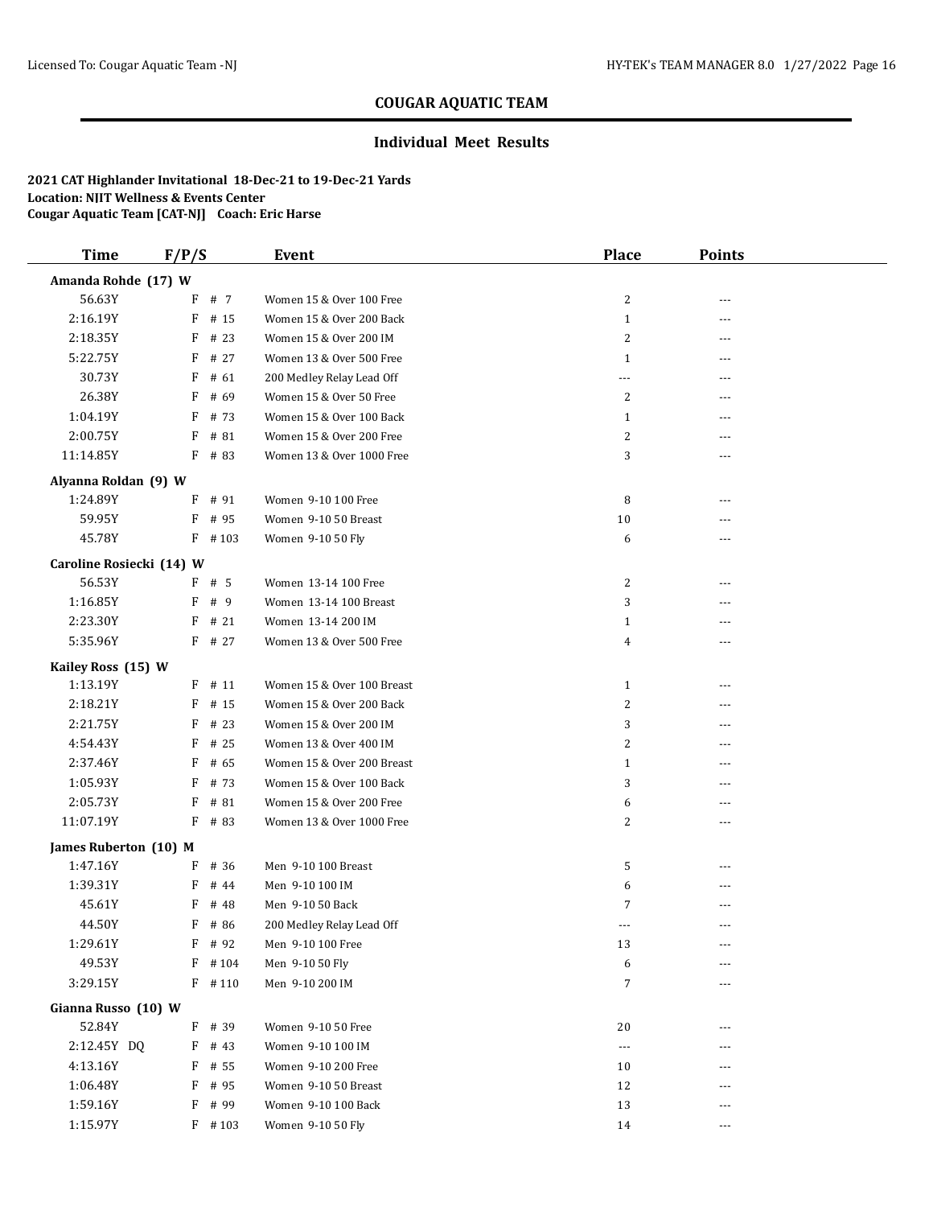## COUGAR AQUATIC TEAM

### Individual Meet Results

**2021 CAT Highlander Invitational 18-Dec-21 to 19-Dec-21 Yards**
**Location: NJIT Wellness & Events Center**
**Cougar Aquatic Team [CAT-NJ] Coach: Eric Harse**

| Time | F/P/S | | Event | Place | Points |
|---|---|---|---|---|---|
| **Amanda Rohde (17) W** | | | | | |
| 56.63Y | F | # 7 | Women 15 & Over 100 Free | 2 | --- |
| 2:16.19Y | F | # 15 | Women 15 & Over 200 Back | 1 | --- |
| 2:18.35Y | F | # 23 | Women 15 & Over 200 IM | 2 | --- |
| 5:22.75Y | F | # 27 | Women 13 & Over 500 Free | 1 | --- |
| 30.73Y | F | # 61 | 200 Medley Relay Lead Off | --- | --- |
| 26.38Y | F | # 69 | Women 15 & Over 50 Free | 2 | --- |
| 1:04.19Y | F | # 73 | Women 15 & Over 100 Back | 1 | --- |
| 2:00.75Y | F | # 81 | Women 15 & Over 200 Free | 2 | --- |
| 11:14.85Y | F | # 83 | Women 13 & Over 1000 Free | 3 | --- |
| **Alyanna Roldan (9) W** | | | | | |
| 1:24.89Y | F | # 91 | Women 9-10 100 Free | 8 | --- |
| 59.95Y | F | # 95 | Women 9-10 50 Breast | 10 | --- |
| 45.78Y | F | # 103 | Women 9-10 50 Fly | 6 | --- |
| **Caroline Rosiecki (14) W** | | | | | |
| 56.53Y | F | # 5 | Women 13-14 100 Free | 2 | --- |
| 1:16.85Y | F | # 9 | Women 13-14 100 Breast | 3 | --- |
| 2:23.30Y | F | # 21 | Women 13-14 200 IM | 1 | --- |
| 5:35.96Y | F | # 27 | Women 13 & Over 500 Free | 4 | --- |
| **Kailey Ross (15) W** | | | | | |
| 1:13.19Y | F | # 11 | Women 15 & Over 100 Breast | 1 | --- |
| 2:18.21Y | F | # 15 | Women 15 & Over 200 Back | 2 | --- |
| 2:21.75Y | F | # 23 | Women 15 & Over 200 IM | 3 | --- |
| 4:54.43Y | F | # 25 | Women 13 & Over 400 IM | 2 | --- |
| 2:37.46Y | F | # 65 | Women 15 & Over 200 Breast | 1 | --- |
| 1:05.93Y | F | # 73 | Women 15 & Over 100 Back | 3 | --- |
| 2:05.73Y | F | # 81 | Women 15 & Over 200 Free | 6 | --- |
| 11:07.19Y | F | # 83 | Women 13 & Over 1000 Free | 2 | --- |
| **James Ruberton (10) M** | | | | | |
| 1:47.16Y | F | # 36 | Men 9-10 100 Breast | 5 | --- |
| 1:39.31Y | F | # 44 | Men 9-10 100 IM | 6 | --- |
| 45.61Y | F | # 48 | Men 9-10 50 Back | 7 | --- |
| 44.50Y | F | # 86 | 200 Medley Relay Lead Off | --- | --- |
| 1:29.61Y | F | # 92 | Men 9-10 100 Free | 13 | --- |
| 49.53Y | F | # 104 | Men 9-10 50 Fly | 6 | --- |
| 3:29.15Y | F | # 110 | Men 9-10 200 IM | 7 | --- |
| **Gianna Russo (10) W** | | | | | |
| 52.84Y | F | # 39 | Women 9-10 50 Free | 20 | --- |
| 2:12.45Y DQ | F | # 43 | Women 9-10 100 IM | --- | --- |
| 4:13.16Y | F | # 55 | Women 9-10 200 Free | 10 | --- |
| 1:06.48Y | F | # 95 | Women 9-10 50 Breast | 12 | --- |
| 1:59.16Y | F | # 99 | Women 9-10 100 Back | 13 | --- |
| 1:15.97Y | F | # 103 | Women 9-10 50 Fly | 14 | --- |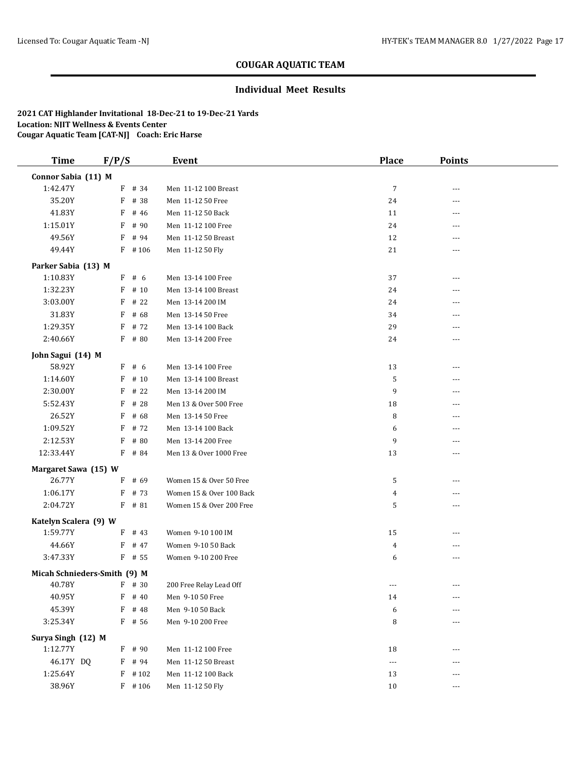# COUGAR AQUATIC TEAM

## Individual Meet Results

**2021 CAT Highlander Invitational 18-Dec-21 to 19-Dec-21 Yards**
**Location: NJIT Wellness & Events Center**
**Cougar Aquatic Team [CAT-NJ] Coach: Eric Harse**

| Time | F/P/S | Event | Place | Points |
|---|---|---|---|---|
| **Connor Sabia (11) M** | | | | |
| 1:42.47Y | F # 34 | Men 11-12 100 Breast | 7 | --- |
| 35.20Y | F # 38 | Men 11-12 50 Free | 24 | --- |
| 41.83Y | F # 46 | Men 11-12 50 Back | 11 | --- |
| 1:15.01Y | F # 90 | Men 11-12 100 Free | 24 | --- |
| 49.56Y | F # 94 | Men 11-12 50 Breast | 12 | --- |
| 49.44Y | F # 106 | Men 11-12 50 Fly | 21 | --- |
| **Parker Sabia (13) M** | | | | |
| 1:10.83Y | F # 6 | Men 13-14 100 Free | 37 | --- |
| 1:32.23Y | F # 10 | Men 13-14 100 Breast | 24 | --- |
| 3:03.00Y | F # 22 | Men 13-14 200 IM | 24 | --- |
| 31.83Y | F # 68 | Men 13-14 50 Free | 34 | --- |
| 1:29.35Y | F # 72 | Men 13-14 100 Back | 29 | --- |
| 2:40.66Y | F # 80 | Men 13-14 200 Free | 24 | --- |
| **John Sagui (14) M** | | | | |
| 58.92Y | F # 6 | Men 13-14 100 Free | 13 | --- |
| 1:14.60Y | F # 10 | Men 13-14 100 Breast | 5 | --- |
| 2:30.00Y | F # 22 | Men 13-14 200 IM | 9 | --- |
| 5:52.43Y | F # 28 | Men 13 & Over 500 Free | 18 | --- |
| 26.52Y | F # 68 | Men 13-14 50 Free | 8 | --- |
| 1:09.52Y | F # 72 | Men 13-14 100 Back | 6 | --- |
| 2:12.53Y | F # 80 | Men 13-14 200 Free | 9 | --- |
| 12:33.44Y | F # 84 | Men 13 & Over 1000 Free | 13 | --- |
| **Margaret Sawa (15) W** | | | | |
| 26.77Y | F # 69 | Women 15 & Over 50 Free | 5 | --- |
| 1:06.17Y | F # 73 | Women 15 & Over 100 Back | 4 | --- |
| 2:04.72Y | F # 81 | Women 15 & Over 200 Free | 5 | --- |
| **Katelyn Scalera (9) W** | | | | |
| 1:59.77Y | F # 43 | Women 9-10 100 IM | 15 | --- |
| 44.66Y | F # 47 | Women 9-10 50 Back | 4 | --- |
| 3:47.33Y | F # 55 | Women 9-10 200 Free | 6 | --- |
| **Micah Schnieders-Smith (9) M** | | | | |
| 40.78Y | F # 30 | 200 Free Relay Lead Off | --- | --- |
| 40.95Y | F # 40 | Men 9-10 50 Free | 14 | --- |
| 45.39Y | F # 48 | Men 9-10 50 Back | 6 | --- |
| 3:25.34Y | F # 56 | Men 9-10 200 Free | 8 | --- |
| **Surya Singh (12) M** | | | | |
| 1:12.77Y | F # 90 | Men 11-12 100 Free | 18 | --- |
| 46.17Y DQ | F # 94 | Men 11-12 50 Breast | --- | --- |
| 1:25.64Y | F # 102 | Men 11-12 100 Back | 13 | --- |
| 38.96Y | F # 106 | Men 11-12 50 Fly | 10 | --- |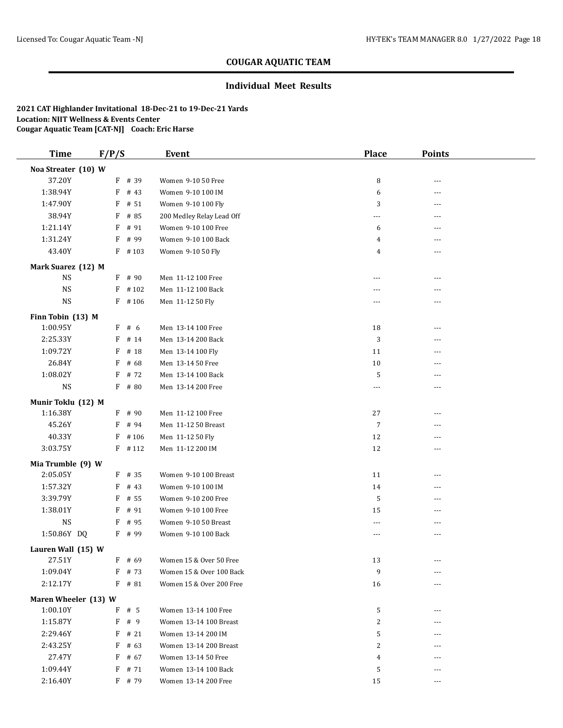## COUGAR AQUATIC TEAM

### Individual Meet Results

**2021 CAT Highlander Invitational 18-Dec-21 to 19-Dec-21 Yards**
**Location: NJIT Wellness & Events Center**
**Cougar Aquatic Team [CAT-NJ] Coach: Eric Harse**

| Time | F/P/S | Event | Place | Points |
|---|---|---|---|---|
| **Noa Streater (10) W** | | | | |
| 37.20Y | F # 39 | Women 9-10 50 Free | 8 | --- |
| 1:38.94Y | F # 43 | Women 9-10 100 IM | 6 | --- |
| 1:47.90Y | F # 51 | Women 9-10 100 Fly | 3 | --- |
| 38.94Y | F # 85 | 200 Medley Relay Lead Off | --- | --- |
| 1:21.14Y | F # 91 | Women 9-10 100 Free | 6 | --- |
| 1:31.24Y | F # 99 | Women 9-10 100 Back | 4 | --- |
| 43.40Y | F # 103 | Women 9-10 50 Fly | 4 | --- |
| **Mark Suarez (12) M** | | | | |
| NS | F # 90 | Men 11-12 100 Free | --- | --- |
| NS | F # 102 | Men 11-12 100 Back | --- | --- |
| NS | F # 106 | Men 11-12 50 Fly | --- | --- |
| **Finn Tobin (13) M** | | | | |
| 1:00.95Y | F # 6 | Men 13-14 100 Free | 18 | --- |
| 2:25.33Y | F # 14 | Men 13-14 200 Back | 3 | --- |
| 1:09.72Y | F # 18 | Men 13-14 100 Fly | 11 | --- |
| 26.84Y | F # 68 | Men 13-14 50 Free | 10 | --- |
| 1:08.02Y | F # 72 | Men 13-14 100 Back | 5 | --- |
| NS | F # 80 | Men 13-14 200 Free | --- | --- |
| **Munir Toklu (12) M** | | | | |
| 1:16.38Y | F # 90 | Men 11-12 100 Free | 27 | --- |
| 45.26Y | F # 94 | Men 11-12 50 Breast | 7 | --- |
| 40.33Y | F # 106 | Men 11-12 50 Fly | 12 | --- |
| 3:03.75Y | F # 112 | Men 11-12 200 IM | 12 | --- |
| **Mia Trumble (9) W** | | | | |
| 2:05.05Y | F # 35 | Women 9-10 100 Breast | 11 | --- |
| 1:57.32Y | F # 43 | Women 9-10 100 IM | 14 | --- |
| 3:39.79Y | F # 55 | Women 9-10 200 Free | 5 | --- |
| 1:38.01Y | F # 91 | Women 9-10 100 Free | 15 | --- |
| NS | F # 95 | Women 9-10 50 Breast | --- | --- |
| 1:50.86Y DQ | F # 99 | Women 9-10 100 Back | --- | --- |
| **Lauren Wall (15) W** | | | | |
| 27.51Y | F # 69 | Women 15 & Over 50 Free | 13 | --- |
| 1:09.04Y | F # 73 | Women 15 & Over 100 Back | 9 | --- |
| 2:12.17Y | F # 81 | Women 15 & Over 200 Free | 16 | --- |
| **Maren Wheeler (13) W** | | | | |
| 1:00.10Y | F # 5 | Women 13-14 100 Free | 5 | --- |
| 1:15.87Y | F # 9 | Women 13-14 100 Breast | 2 | --- |
| 2:29.46Y | F # 21 | Women 13-14 200 IM | 5 | --- |
| 2:43.25Y | F # 63 | Women 13-14 200 Breast | 2 | --- |
| 27.47Y | F # 67 | Women 13-14 50 Free | 4 | --- |
| 1:09.44Y | F # 71 | Women 13-14 100 Back | 5 | --- |
| 2:16.40Y | F # 79 | Women 13-14 200 Free | 15 | --- |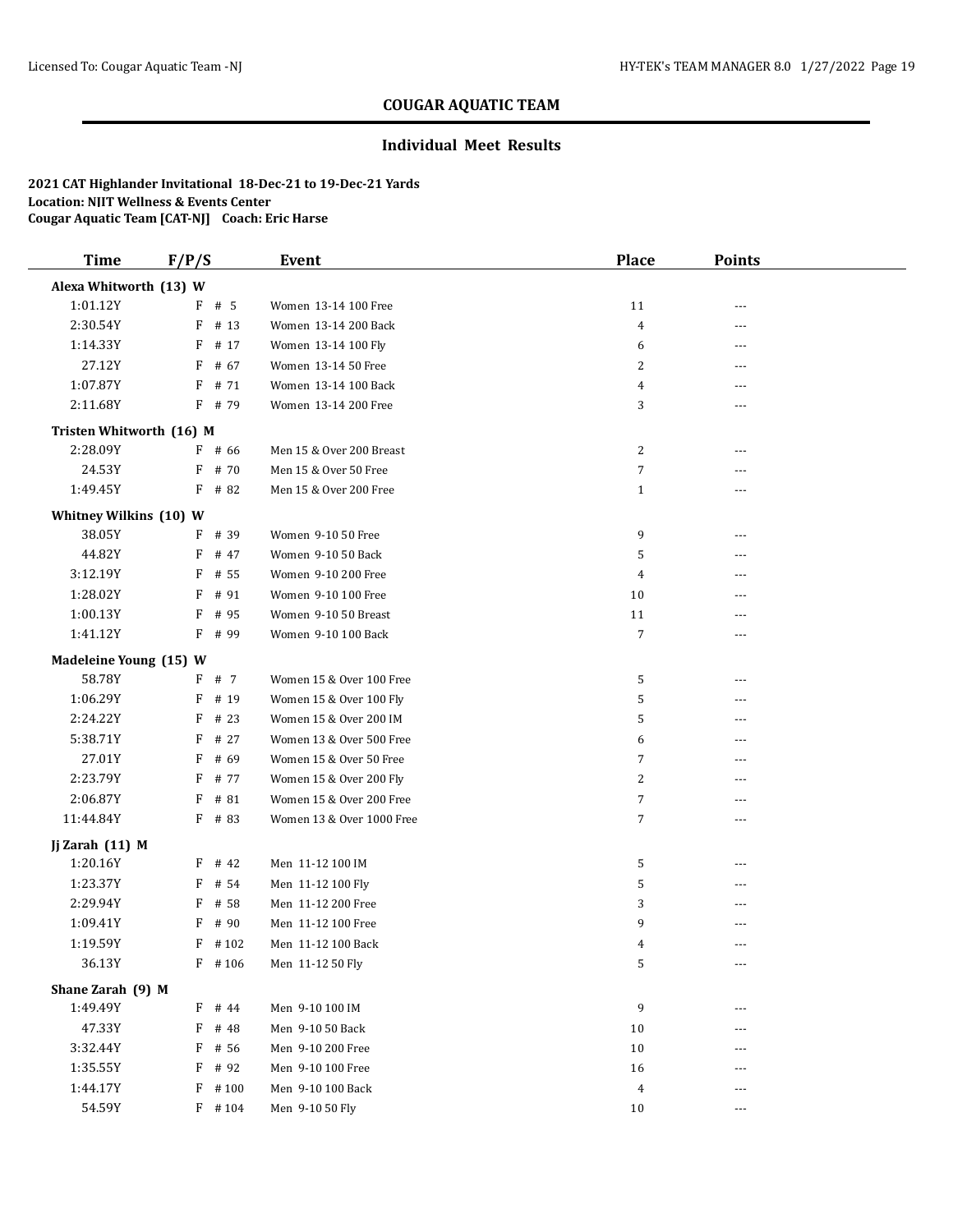# COUGAR AQUATIC TEAM

## Individual Meet Results

**2021 CAT Highlander Invitational 18-Dec-21 to 19-Dec-21 Yards**
**Location: NJIT Wellness & Events Center**
**Cougar Aquatic Team [CAT-NJ] Coach: Eric Harse**

| Time | F/P/S | Event | Place | Points |
|---|---|---|---|---|
| **Alexa Whitworth (13) W** | | | | |
| 1:01.12Y | F # 5 | Women 13-14 100 Free | 11 | --- |
| 2:30.54Y | F # 13 | Women 13-14 200 Back | 4 | --- |
| 1:14.33Y | F # 17 | Women 13-14 100 Fly | 6 | --- |
| 27.12Y | F # 67 | Women 13-14 50 Free | 2 | --- |
| 1:07.87Y | F # 71 | Women 13-14 100 Back | 4 | --- |
| 2:11.68Y | F # 79 | Women 13-14 200 Free | 3 | --- |
| **Tristen Whitworth (16) M** | | | | |
| 2:28.09Y | F # 66 | Men 15 & Over 200 Breast | 2 | --- |
| 24.53Y | F # 70 | Men 15 & Over 50 Free | 7 | --- |
| 1:49.45Y | F # 82 | Men 15 & Over 200 Free | 1 | --- |
| **Whitney Wilkins (10) W** | | | | |
| 38.05Y | F # 39 | Women 9-10 50 Free | 9 | --- |
| 44.82Y | F # 47 | Women 9-10 50 Back | 5 | --- |
| 3:12.19Y | F # 55 | Women 9-10 200 Free | 4 | --- |
| 1:28.02Y | F # 91 | Women 9-10 100 Free | 10 | --- |
| 1:00.13Y | F # 95 | Women 9-10 50 Breast | 11 | --- |
| 1:41.12Y | F # 99 | Women 9-10 100 Back | 7 | --- |
| **Madeleine Young (15) W** | | | | |
| 58.78Y | F # 7 | Women 15 & Over 100 Free | 5 | --- |
| 1:06.29Y | F # 19 | Women 15 & Over 100 Fly | 5 | --- |
| 2:24.22Y | F # 23 | Women 15 & Over 200 IM | 5 | --- |
| 5:38.71Y | F # 27 | Women 13 & Over 500 Free | 6 | --- |
| 27.01Y | F # 69 | Women 15 & Over 50 Free | 7 | --- |
| 2:23.79Y | F # 77 | Women 15 & Over 200 Fly | 2 | --- |
| 2:06.87Y | F # 81 | Women 15 & Over 200 Free | 7 | --- |
| 11:44.84Y | F # 83 | Women 13 & Over 1000 Free | 7 | --- |
| **Jj Zarah (11) M** | | | | |
| 1:20.16Y | F # 42 | Men 11-12 100 IM | 5 | --- |
| 1:23.37Y | F # 54 | Men 11-12 100 Fly | 5 | --- |
| 2:29.94Y | F # 58 | Men 11-12 200 Free | 3 | --- |
| 1:09.41Y | F # 90 | Men 11-12 100 Free | 9 | --- |
| 1:19.59Y | F # 102 | Men 11-12 100 Back | 4 | --- |
| 36.13Y | F # 106 | Men 11-12 50 Fly | 5 | --- |
| **Shane Zarah (9) M** | | | | |
| 1:49.49Y | F # 44 | Men 9-10 100 IM | 9 | --- |
| 47.33Y | F # 48 | Men 9-10 50 Back | 10 | --- |
| 3:32.44Y | F # 56 | Men 9-10 200 Free | 10 | --- |
| 1:35.55Y | F # 92 | Men 9-10 100 Free | 16 | --- |
| 1:44.17Y | F # 100 | Men 9-10 100 Back | 4 | --- |
| 54.59Y | F # 104 | Men 9-10 50 Fly | 10 | --- |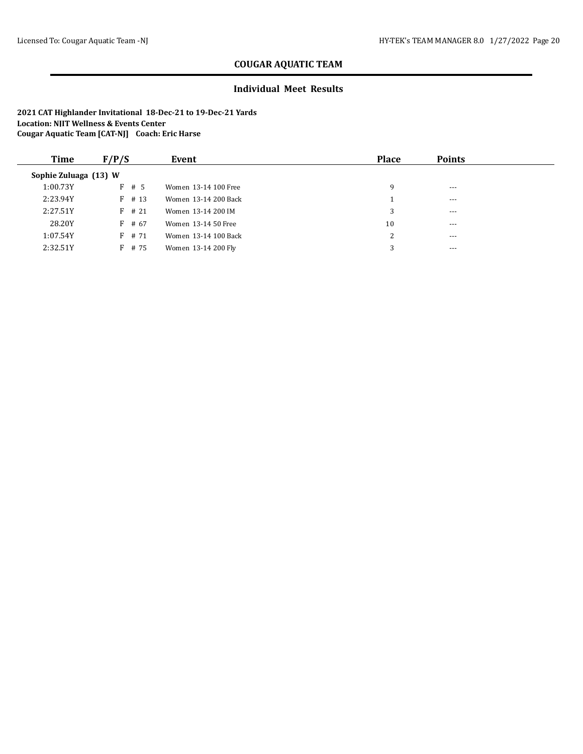## COUGAR AQUATIC TEAM

### Individual Meet Results

**2021 CAT Highlander Invitational 18-Dec-21 to 19-Dec-21 Yards**
**Location: NJIT Wellness & Events Center**
**Cougar Aquatic Team [CAT-NJ] Coach: Eric Harse**

| Time | F/P/S | Event | Place | Points |
|---|---|---|---|---|
| **Sophie Zuluaga (13) W** | | | | |
| 1:00.73Y | F # 5 | Women 13-14 100 Free | 9 | --- |
| 2:23.94Y | F # 13 | Women 13-14 200 Back | 1 | --- |
| 2:27.51Y | F # 21 | Women 13-14 200 IM | 3 | --- |
| 28.20Y | F # 67 | Women 13-14 50 Free | 10 | --- |
| 1:07.54Y | F # 71 | Women 13-14 100 Back | 2 | --- |
| 2:32.51Y | F # 75 | Women 13-14 200 Fly | 3 | --- |